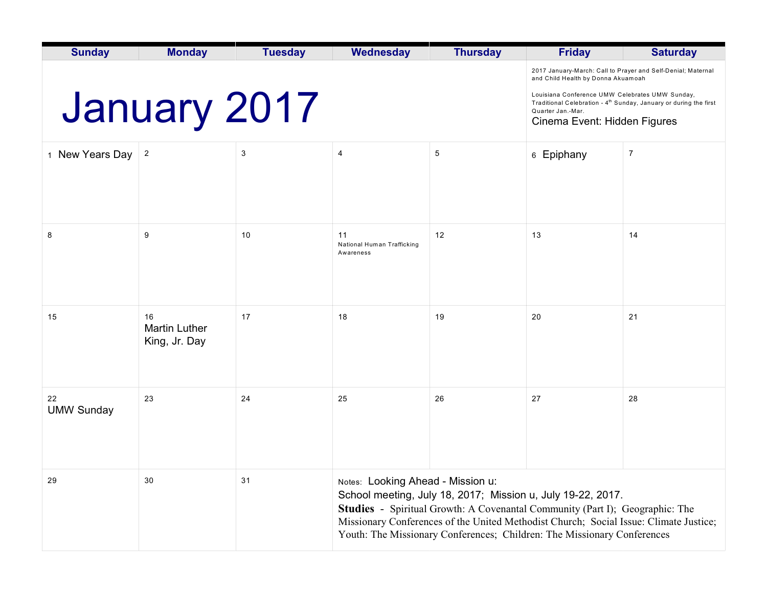# January 2017

| Sunday | Monday | Tuesday | Wednesday | Thursday | Friday | Saturday |
|---|---|---|---|---|---|---|
| | | | | | 2017 January-March: Call to Prayer and Self-Denial; Maternal and Child Health by Donna Akuamoah<br><br>Louisiana Conference UMW Celebrates UMW Sunday, Traditional Celebration - 4th Sunday, January or during the first Quarter Jan.-Mar.<br>Cinema Event: Hidden Figures | |
| 1 New Years Day | 2 | 3 | 4 | 5 | 6 Epiphany | 7 |
| 8 | 9 | 10 | 11 National Human Trafficking Awareness | 12 | 13 | 14 |
| 15 | 16 Martin Luther King, Jr. Day | 17 | 18 | 19 | 20 | 21 |
| 22 UMW Sunday | 23 | 24 | 25 | 26 | 27 | 28 |
| 29 | 30 | 31 | | | | |

Notes: Looking Ahead - Mission u:
School meeting, July 18, 2017; Mission u, July 19-22, 2017.
**Studies** - Spiritual Growth: A Covenantal Community (Part I); Geographic: The Missionary Conferences of the United Methodist Church; Social Issue: Climate Justice; Youth: The Missionary Conferences; Children: The Missionary Conferences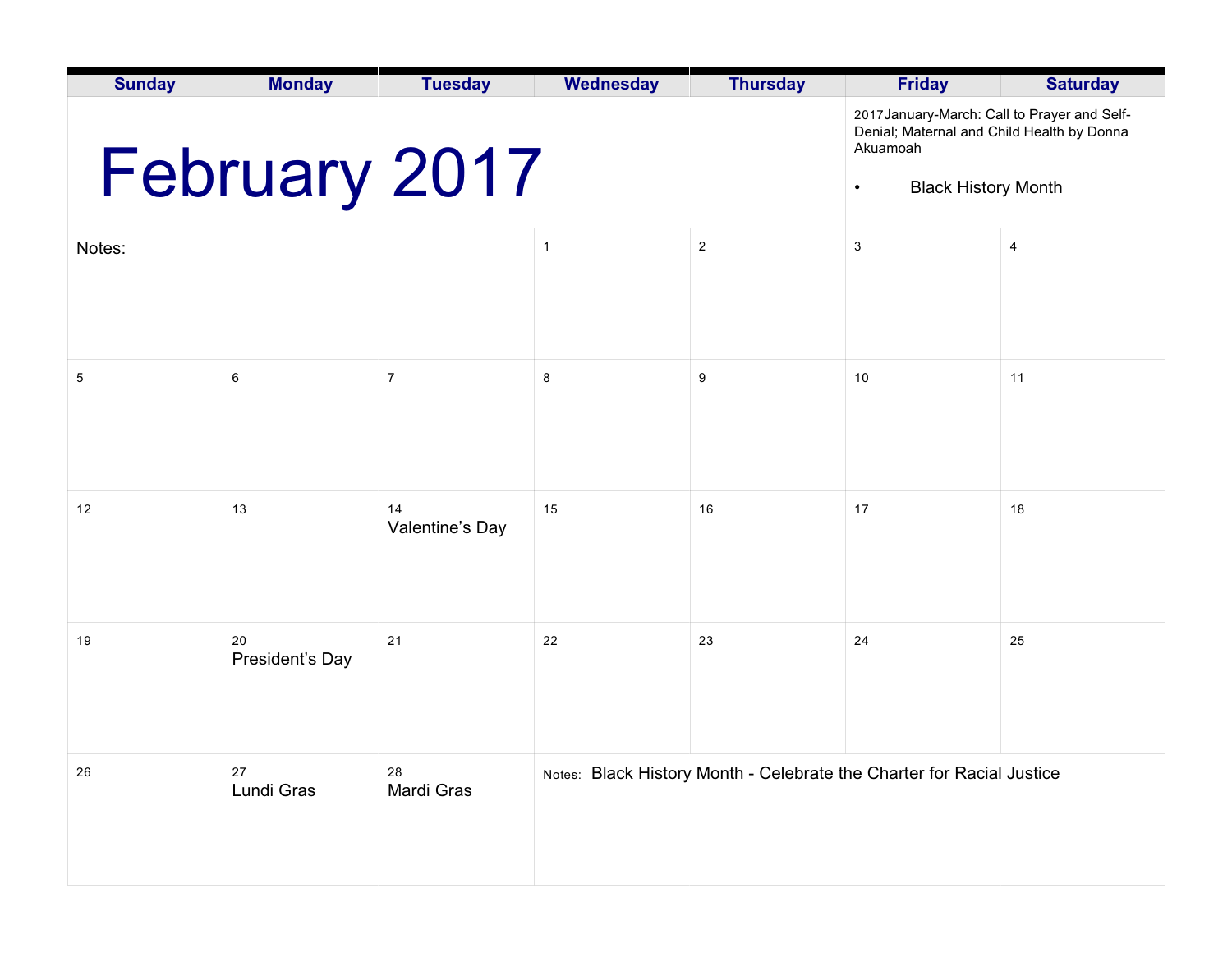# February 2017

2017 January-March: Call to Prayer and Self-Denial; Maternal and Child Health by Donna Akuamoah

- Black History Month

| Sunday | Monday | Tuesday | Wednesday | Thursday | Friday | Saturday |
|---|---|---|---|---|---|---|
| Notes: | | | 1 | 2 | 3 | 4 |
| 5 | 6 | 7 | 8 | 9 | 10 | 11 |
| 12 | 13 | 14 Valentine's Day | 15 | 16 | 17 | 18 |
| 19 | 20 President's Day | 21 | 22 | 23 | 24 | 25 |
| 26 | 27 Lundi Gras | 28 Mardi Gras | Notes: Black History Month - Celebrate the Charter for Racial Justice | | | |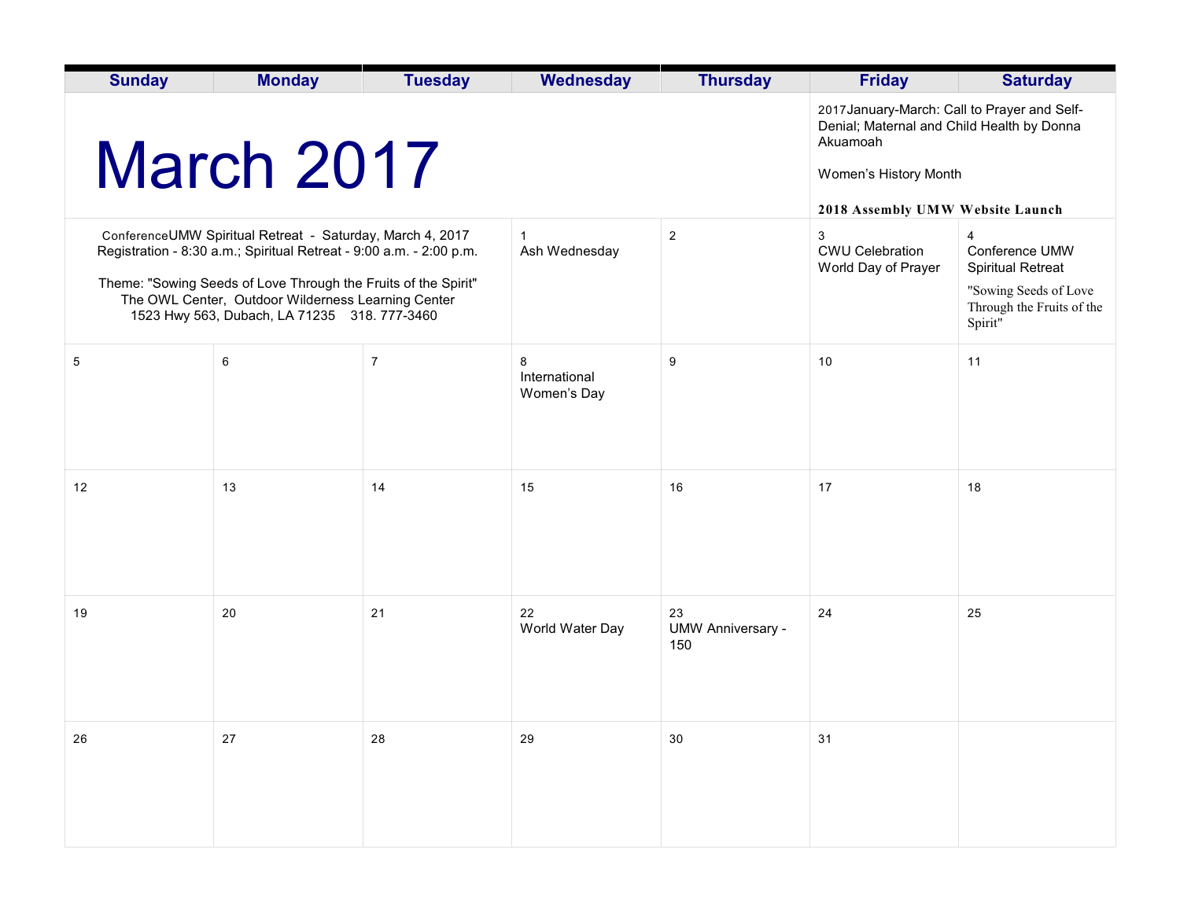# March 2017

2017January-March: Call to Prayer and Self-Denial; Maternal and Child Health by Donna Akuamoah

Women's History Month

**2018 Assembly UMW Website Launch**

| Sunday | Monday | Tuesday | Wednesday | Thursday | Friday | Saturday |
|---|---|---|---|---|---|---|
| ConferenceUMW Spiritual Retreat - Saturday, March 4, 2017<br>Registration - 8:30 a.m.; Spiritual Retreat - 9:00 a.m. - 2:00 p.m.<br><br>Theme: "Sowing Seeds of Love Through the Fruits of the Spirit"<br>The OWL Center, Outdoor Wilderness Learning Center<br>1523 Hwy 563, Dubach, LA 71235 318. 777-3460 | | | 1<br>Ash Wednesday | 2 | 3<br>CWU Celebration<br>World Day of Prayer | 4<br>Conference UMW Spiritual Retreat<br>"Sowing Seeds of Love Through the Fruits of the Spirit" |
| 5 | 6 | 7 | 8<br>International Women's Day | 9 | 10 | 11 |
| 12 | 13 | 14 | 15 | 16 | 17 | 18 |
| 19 | 20 | 21 | 22<br>World Water Day | 23<br>UMW Anniversary - 150 | 24 | 25 |
| 26 | 27 | 28 | 29 | 30 | 31 | |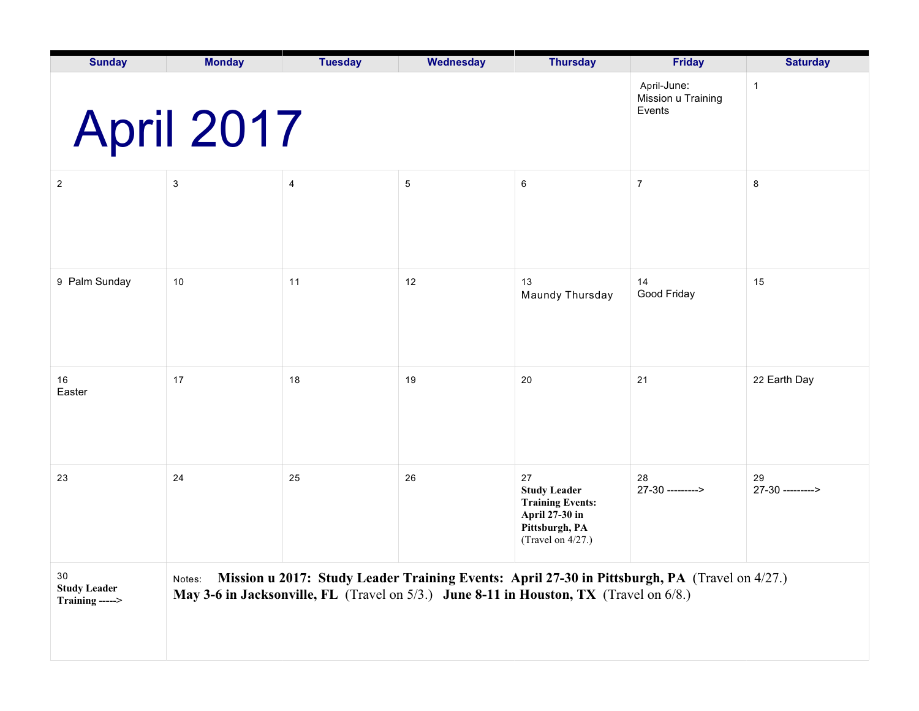# April 2017

| Sunday | Monday | Tuesday | Wednesday | Thursday | Friday | Saturday |
|---|---|---|---|---|---|---|
| | | | | | April-June: Mission u Training Events | 1 |
| 2 | 3 | 4 | 5 | 6 | 7 | 8 |
| 9 Palm Sunday | 10 | 11 | 12 | 13 Maundy Thursday | 14 Good Friday | 15 |
| 16 Easter | 17 | 18 | 19 | 20 | 21 | 22 Earth Day |
| 23 | 24 | 25 | 26 | 27 **Study Leader Training Events: April 27-30 in Pittsburgh, PA** (Travel on 4/27.) | 28 27-30 ---------> | 29 27-30 ---------> |
| 30 **Study Leader Training ----->** | Notes: **Mission u 2017: Study Leader Training Events: April 27-30 in Pittsburgh, PA** (Travel on 4/27.) **May 3-6 in Jacksonville, FL** (Travel on 5/3.) **June 8-11 in Houston, TX** (Travel on 6/8.) | | | | | |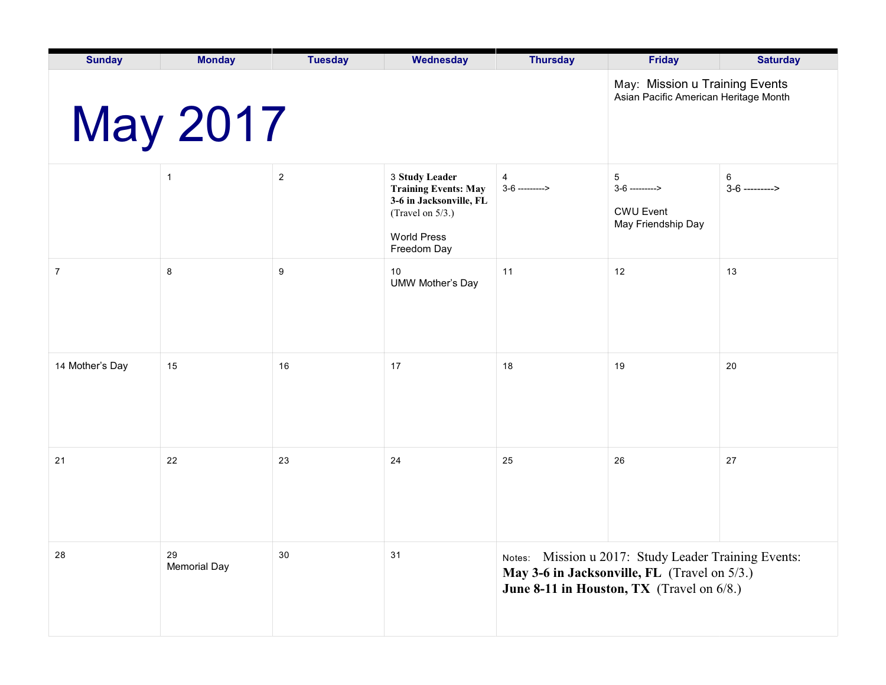# May 2017

May: Mission u Training Events
Asian Pacific American Heritage Month

| Sunday | Monday | Tuesday | Wednesday | Thursday | Friday | Saturday |
|---|---|---|---|---|---|---|
| | 1 | 2 | 3 **Study Leader Training Events: May 3-6 in Jacksonville, FL** (Travel on 5/3.)<br><br>World Press Freedom Day | 4<br>3-6 ---------> | 5<br>3-6 ---------><br><br>CWU Event<br>May Friendship Day | 6<br>3-6 ---------> |
| 7 | 8 | 9 | 10<br>UMW Mother's Day | 11 | 12 | 13 |
| 14 Mother's Day | 15 | 16 | 17 | 18 | 19 | 20 |
| 21 | 22 | 23 | 24 | 25 | 26 | 27 |
| 28 | 29<br>Memorial Day | 30 | 31 | | | |

Notes: Mission u 2017: Study Leader Training Events:
**May 3-6 in Jacksonville, FL** (Travel on 5/3.)
**June 8-11 in Houston, TX** (Travel on 6/8.)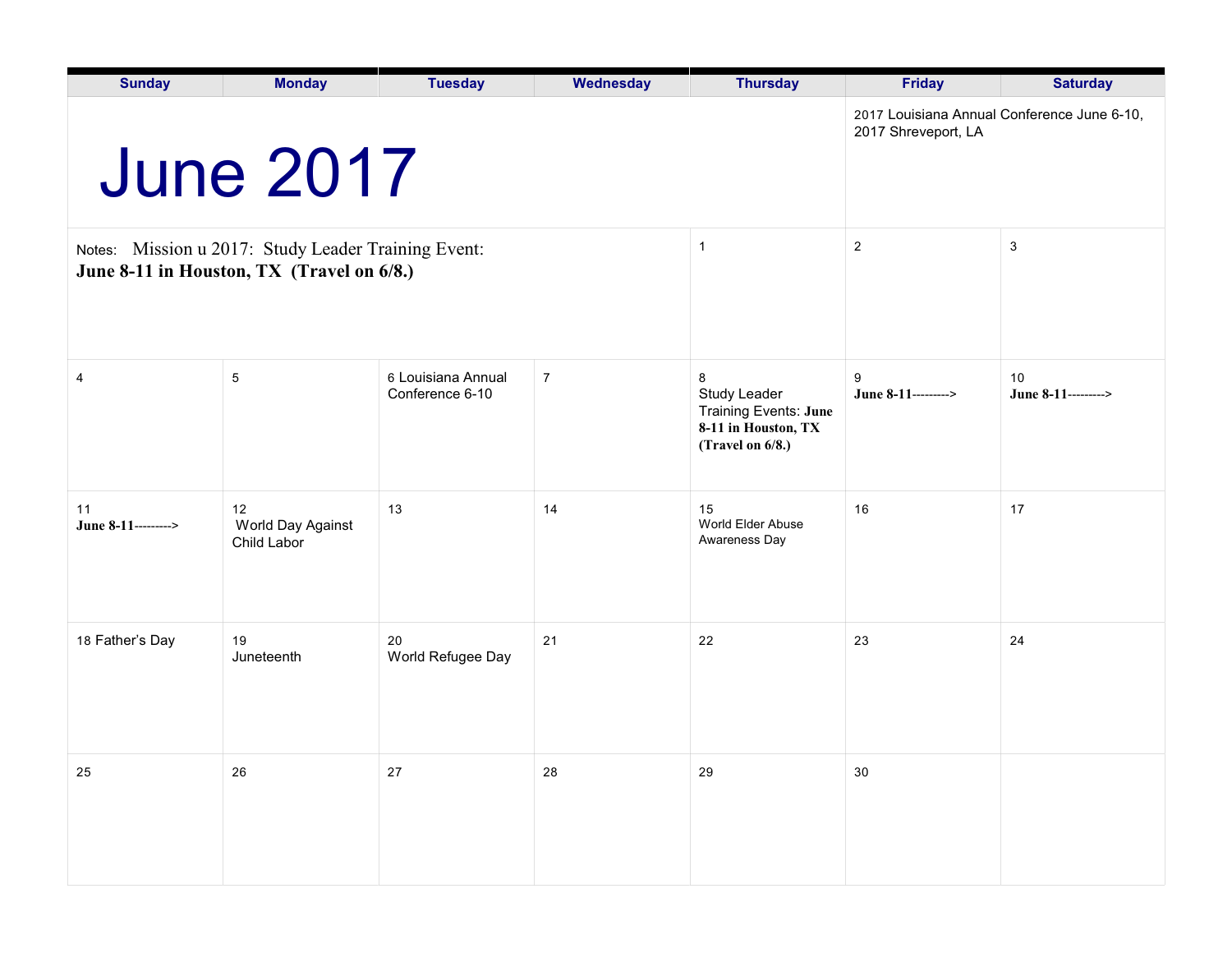# June 2017

2017 Louisiana Annual Conference June 6-10, 2017 Shreveport, LA

Notes: Mission u 2017: Study Leader Training Event: **June 8-11 in Houston, TX (Travel on 6/8.)**

| Sunday | Monday | Tuesday | Wednesday | Thursday | Friday | Saturday |
|---|---|---|---|---|---|---|
| | | | | 1 | 2 | 3 |
| 4 | 5 | 6 Louisiana Annual Conference 6-10 | 7 | 8 Study Leader Training Events: **June 8-11 in Houston, TX (Travel on 6/8.)** | 9 **June 8-11--------->** | 10 **June 8-11--------->** |
| 11 **June 8-11--------->** | 12 World Day Against Child Labor | 13 | 14 | 15 World Elder Abuse Awareness Day | 16 | 17 |
| 18 Father's Day | 19 Juneteenth | 20 World Refugee Day | 21 | 22 | 23 | 24 |
| 25 | 26 | 27 | 28 | 29 | 30 | |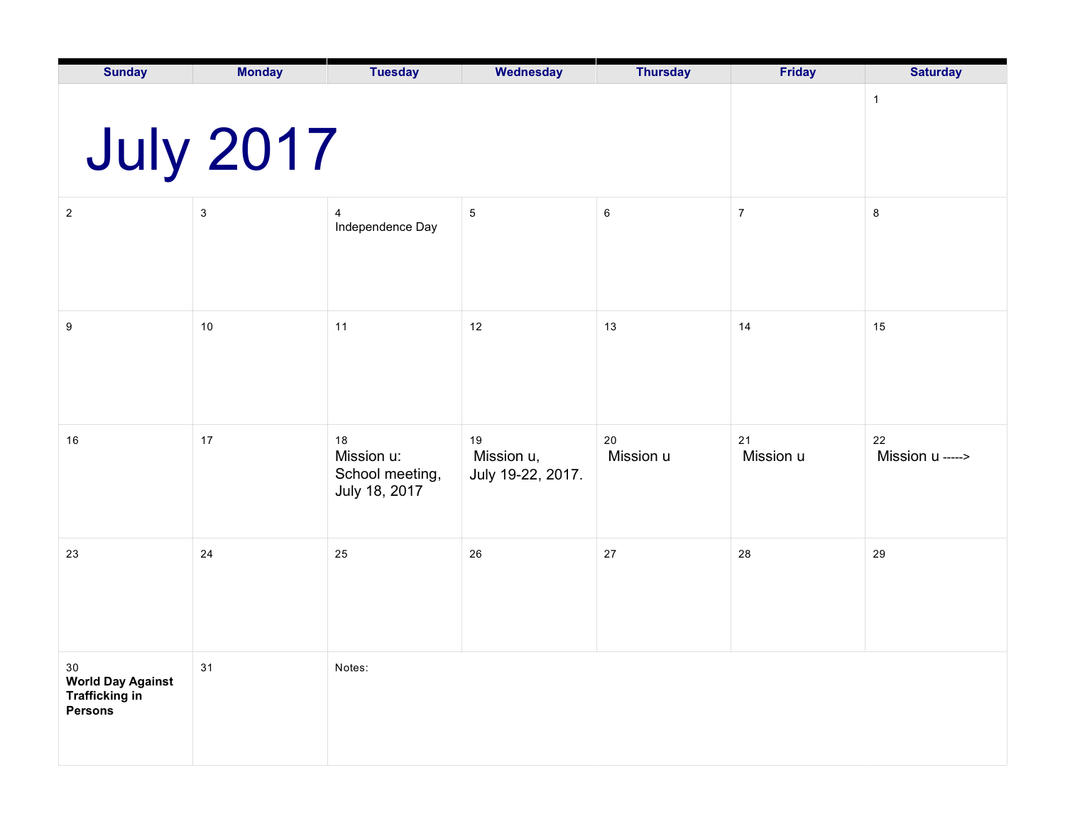# July 2017

| Sunday | Monday | Tuesday | Wednesday | Thursday | Friday | Saturday |
|---|---|---|---|---|---|---|
| | | | | | | 1 |
| 2 | 3 | 4 Independence Day | 5 | 6 | 7 | 8 |
| 9 | 10 | 11 | 12 | 13 | 14 | 15 |
| 16 | 17 | 18 Mission u: School meeting, July 18, 2017 | 19 Mission u, July 19-22, 2017. | 20 Mission u | 21 Mission u | 22 Mission u -----> |
| 23 | 24 | 25 | 26 | 27 | 28 | 29 |
| 30 **World Day Against Trafficking in Persons** | 31 | Notes: | | | | |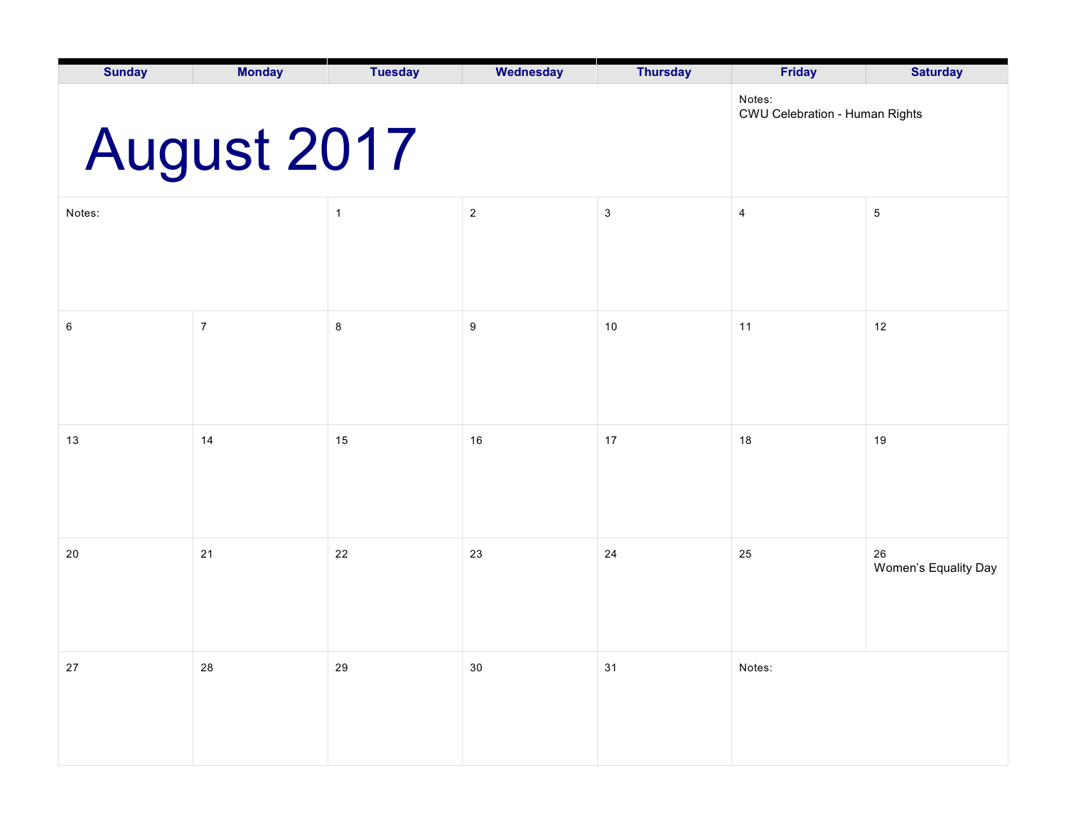# August 2017

Notes:
CWU Celebration - Human Rights

| Sunday | Monday | Tuesday | Wednesday | Thursday | Friday | Saturday |
|---|---|---|---|---|---|---|
| Notes: | | 1 | 2 | 3 | 4 | 5 |
| 6 | 7 | 8 | 9 | 10 | 11 | 12 |
| 13 | 14 | 15 | 16 | 17 | 18 | 19 |
| 20 | 21 | 22 | 23 | 24 | 25 | 26 Women's Equality Day |
| 27 | 28 | 29 | 30 | 31 | Notes: | |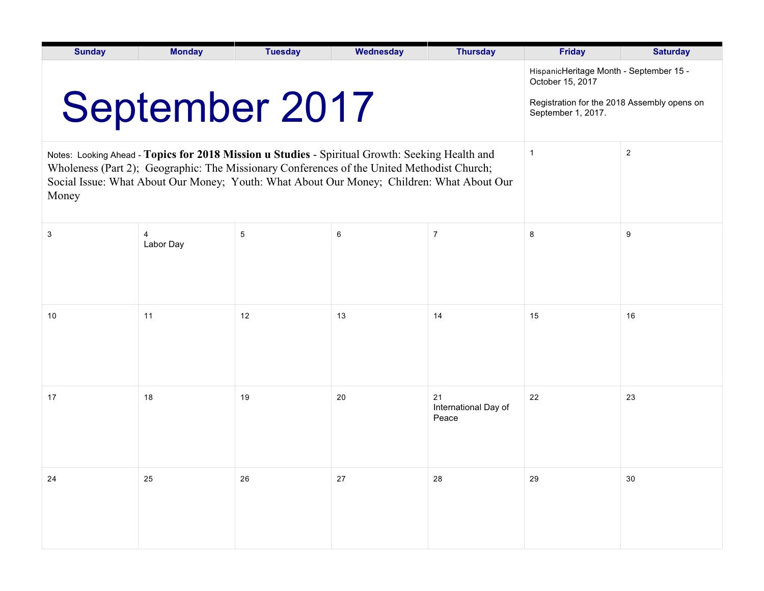# September 2017

HispanicHeritage Month - September 15 - October 15, 2017

Registration for the 2018 Assembly opens on September 1, 2017.

Notes: Looking Ahead - **Topics for 2018 Mission u Studies** - Spiritual Growth: Seeking Health and Wholeness (Part 2); Geographic: The Missionary Conferences of the United Methodist Church; Social Issue: What About Our Money; Youth: What About Our Money; Children: What About Our Money

| Sunday | Monday | Tuesday | Wednesday | Thursday | Friday | Saturday |
|---|---|---|---|---|---|---|
| | | | | | 1 | 2 |
| 3 | 4 Labor Day | 5 | 6 | 7 | 8 | 9 |
| 10 | 11 | 12 | 13 | 14 | 15 | 16 |
| 17 | 18 | 19 | 20 | 21 International Day of Peace | 22 | 23 |
| 24 | 25 | 26 | 27 | 28 | 29 | 30 |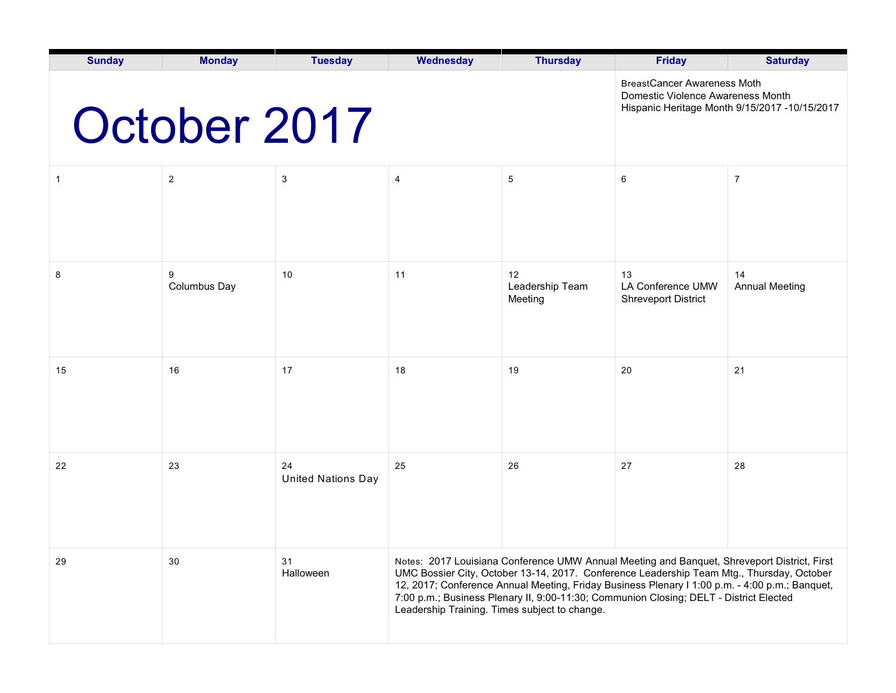# October 2017

| Sunday | Monday | Tuesday | Wednesday | Thursday | Friday | Saturday |
|---|---|---|---|---|---|---|
| | | | | | BreastCancer Awareness Moth<br>Domestic Violence Awareness Month<br>Hispanic Heritage Month 9/15/2017 -10/15/2017 | |
| 1 | 2 | 3 | 4 | 5 | 6 | 7 |
| 8 | 9<br>Columbus Day | 10 | 11 | 12<br>Leadership Team Meeting | 13<br>LA Conference UMW Shreveport District | 14<br>Annual Meeting |
| 15 | 16 | 17 | 18 | 19 | 20 | 21 |
| 22 | 23 | 24<br>United Nations Day | 25 | 26 | 27 | 28 |
| 29 | 30 | 31<br>Halloween | Notes: 2017 Louisiana Conference UMW Annual Meeting and Banquet, Shreveport District, First UMC Bossier City, October 13-14, 2017. Conference Leadership Team Mtg., Thursday, October 12, 2017; Conference Annual Meeting, Friday Business Plenary I 1:00 p.m. - 4:00 p.m.; Banquet, 7:00 p.m.; Business Plenary II, 9:00-11:30; Communion Closing; DELT - District Elected Leadership Training. Times subject to change. | | | |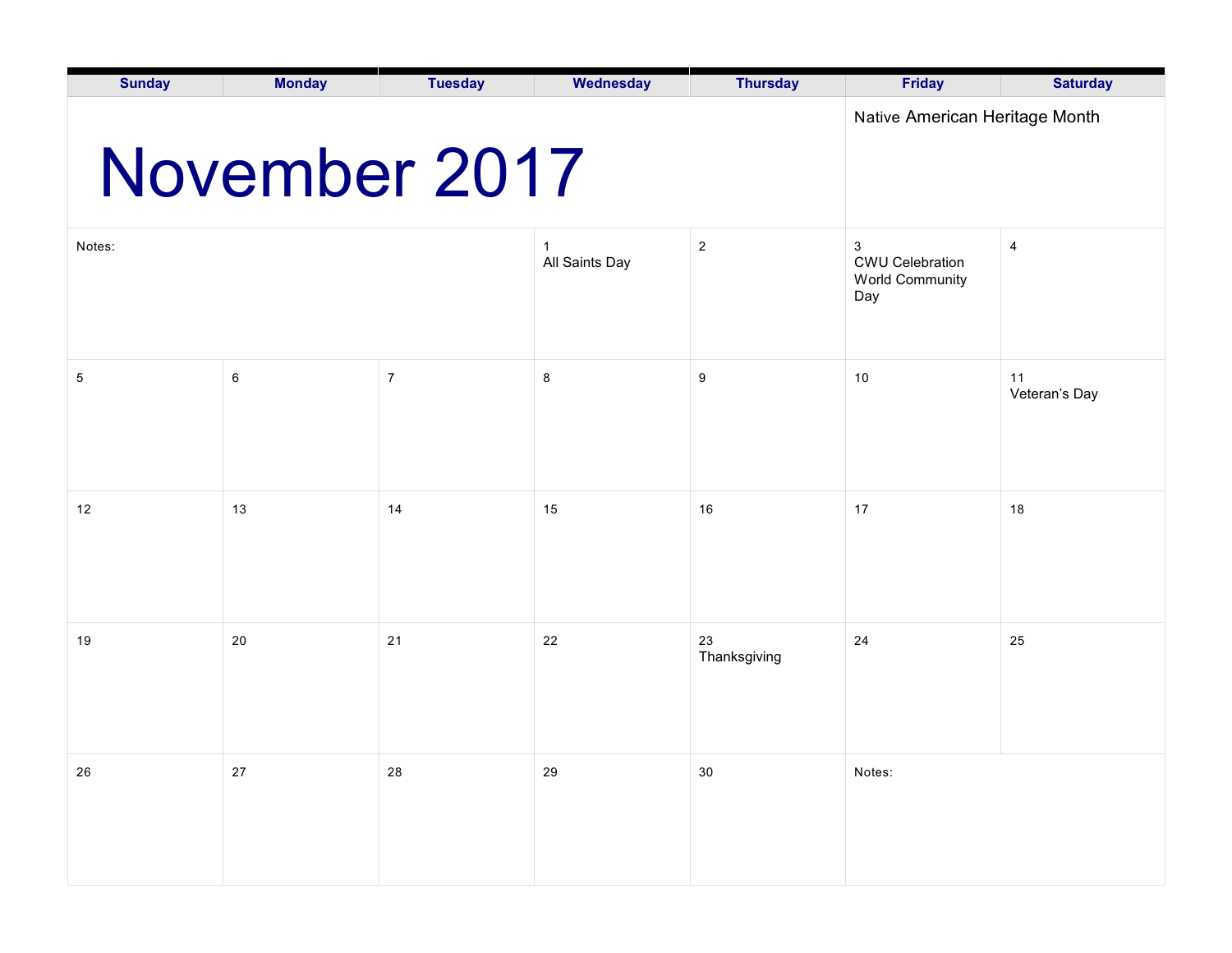# November 2017

Native American Heritage Month

| Sunday | Monday | Tuesday | Wednesday | Thursday | Friday | Saturday |
|---|---|---|---|---|---|---|
| Notes: | | | 1 All Saints Day | 2 | 3 CWU Celebration World Community Day | 4 |
| 5 | 6 | 7 | 8 | 9 | 10 | 11 Veteran's Day |
| 12 | 13 | 14 | 15 | 16 | 17 | 18 |
| 19 | 20 | 21 | 22 | 23 Thanksgiving | 24 | 25 |
| 26 | 27 | 28 | 29 | 30 | Notes: | |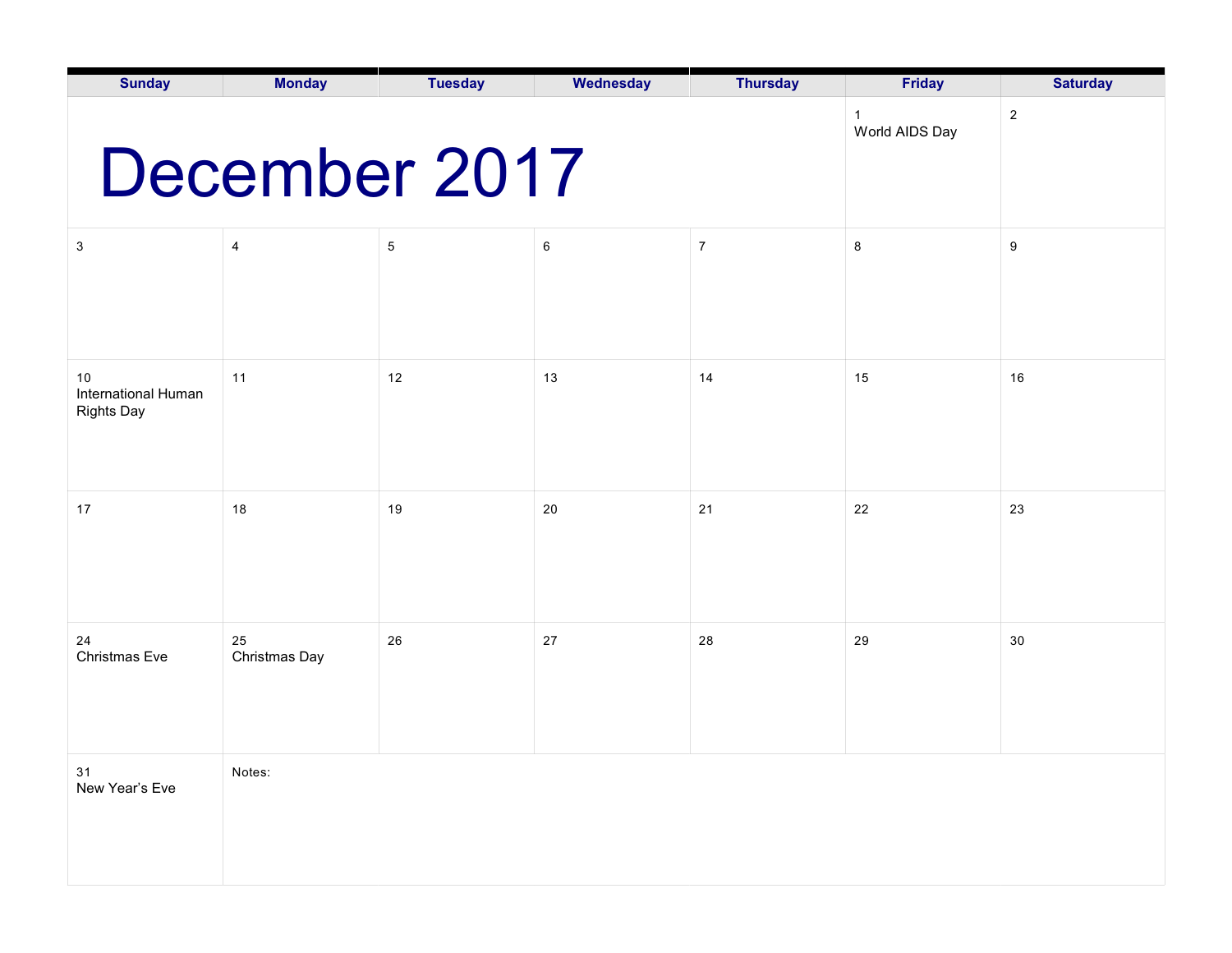# December 2017

| Sunday | Monday | Tuesday | Wednesday | Thursday | Friday | Saturday |
|---|---|---|---|---|---|---|
| | | | | | 1 World AIDS Day | 2 |
| 3 | 4 | 5 | 6 | 7 | 8 | 9 |
| 10 International Human Rights Day | 11 | 12 | 13 | 14 | 15 | 16 |
| 17 | 18 | 19 | 20 | 21 | 22 | 23 |
| 24 Christmas Eve | 25 Christmas Day | 26 | 27 | 28 | 29 | 30 |
| 31 New Year's Eve | Notes: | | | | | |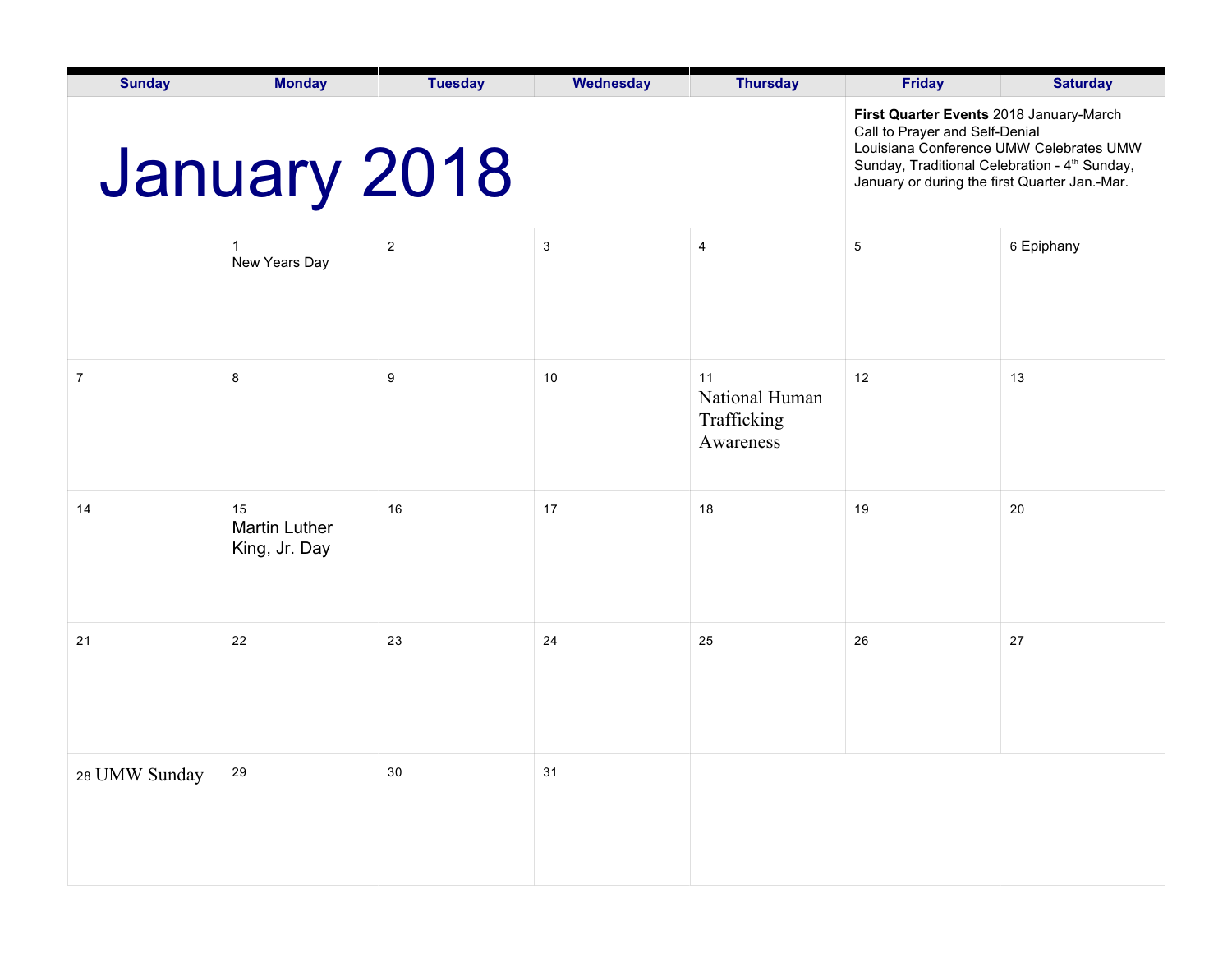# January 2018

**First Quarter Events** 2018 January-March
Call to Prayer and Self-Denial
Louisiana Conference UMW Celebrates UMW Sunday, Traditional Celebration - 4th Sunday, January or during the first Quarter Jan.-Mar.

| Sunday | Monday | Tuesday | Wednesday | Thursday | Friday | Saturday |
|---|---|---|---|---|---|---|
| | 1 New Years Day | 2 | 3 | 4 | 5 | 6 Epiphany |
| 7 | 8 | 9 | 10 | 11 National Human Trafficking Awareness | 12 | 13 |
| 14 | 15 Martin Luther King, Jr. Day | 16 | 17 | 18 | 19 | 20 |
| 21 | 22 | 23 | 24 | 25 | 26 | 27 |
| 28 UMW Sunday | 29 | 30 | 31 | | | |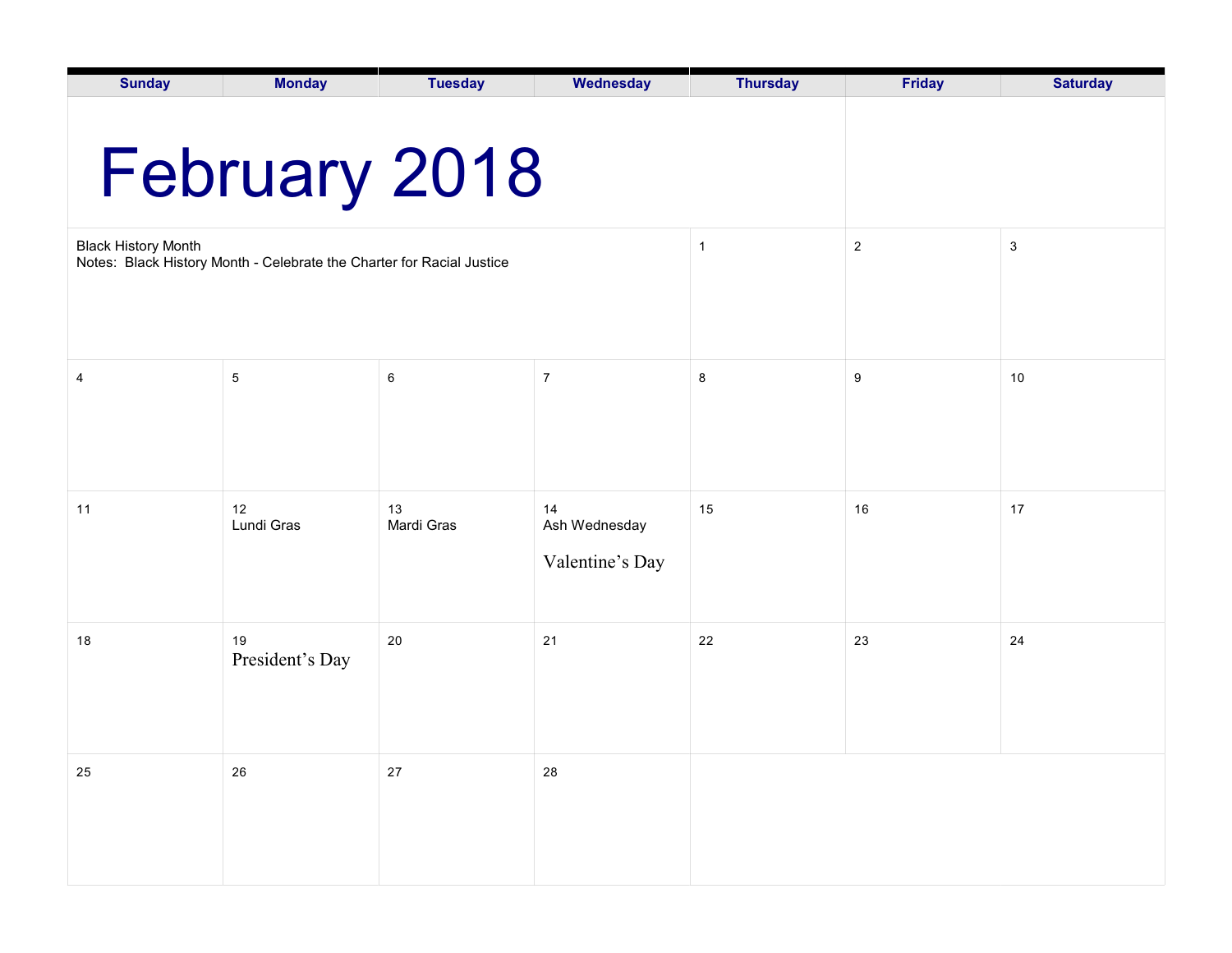# February 2018

| Sunday | Monday | Tuesday | Wednesday | Thursday | Friday | Saturday |
|---|---|---|---|---|---|---|
| Black History Month<br>Notes: Black History Month - Celebrate the Charter for Racial Justice | | | | 1 | 2 | 3 |
| 4 | 5 | 6 | 7 | 8 | 9 | 10 |
| 11 | 12<br>Lundi Gras | 13<br>Mardi Gras | 14<br>Ash Wednesday<br>Valentine's Day | 15 | 16 | 17 |
| 18 | 19<br>President's Day | 20 | 21 | 22 | 23 | 24 |
| 25 | 26 | 27 | 28 | | | |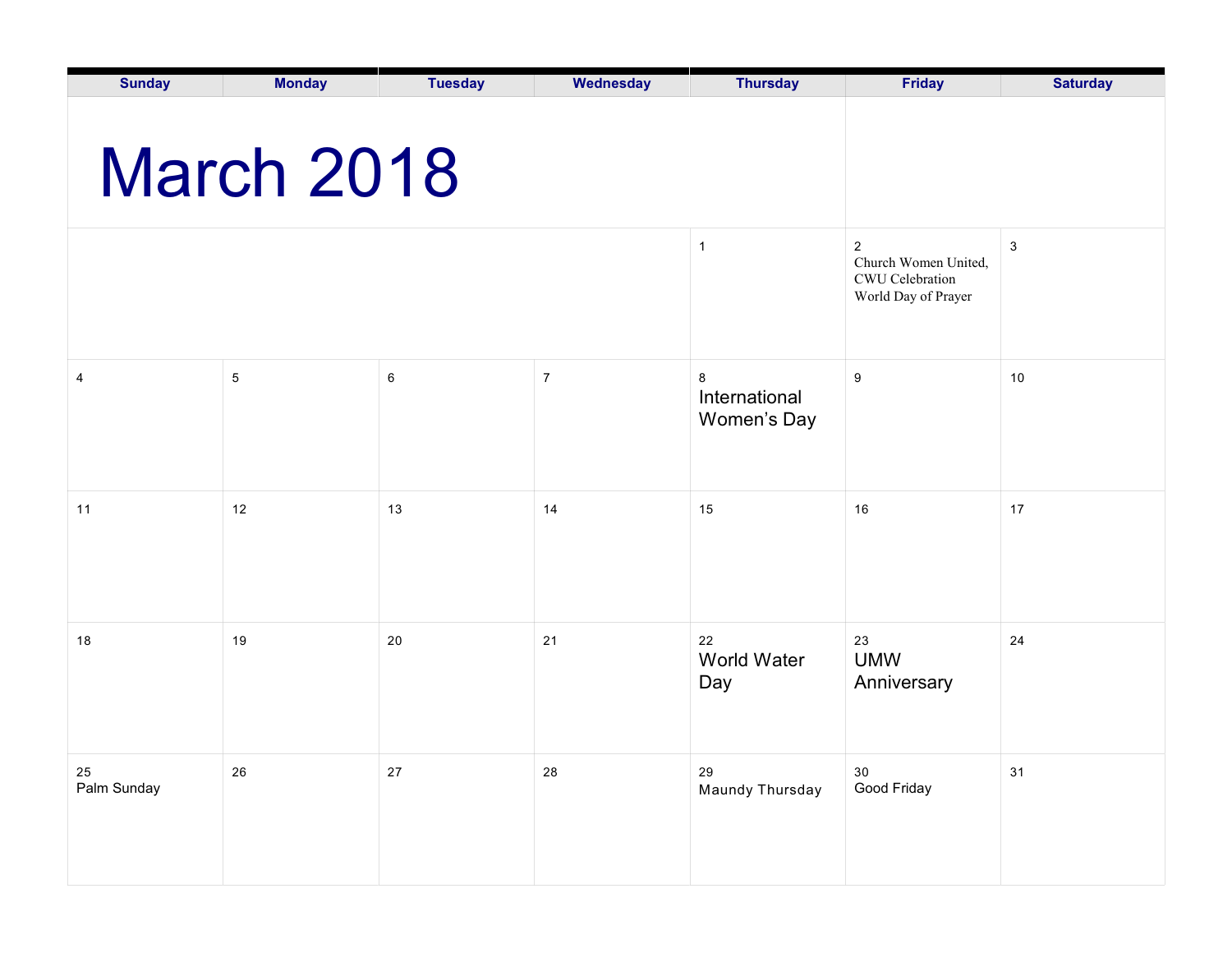# March 2018

| Sunday | Monday | Tuesday | Wednesday | Thursday | Friday | Saturday |
|---|---|---|---|---|---|---|
| | | | | 1 | 2 Church Women United, CWU Celebration World Day of Prayer | 3 |
| 4 | 5 | 6 | 7 | 8 International Women's Day | 9 | 10 |
| 11 | 12 | 13 | 14 | 15 | 16 | 17 |
| 18 | 19 | 20 | 21 | 22 World Water Day | 23 UMW Anniversary | 24 |
| 25 Palm Sunday | 26 | 27 | 28 | 29 Maundy Thursday | 30 Good Friday | 31 |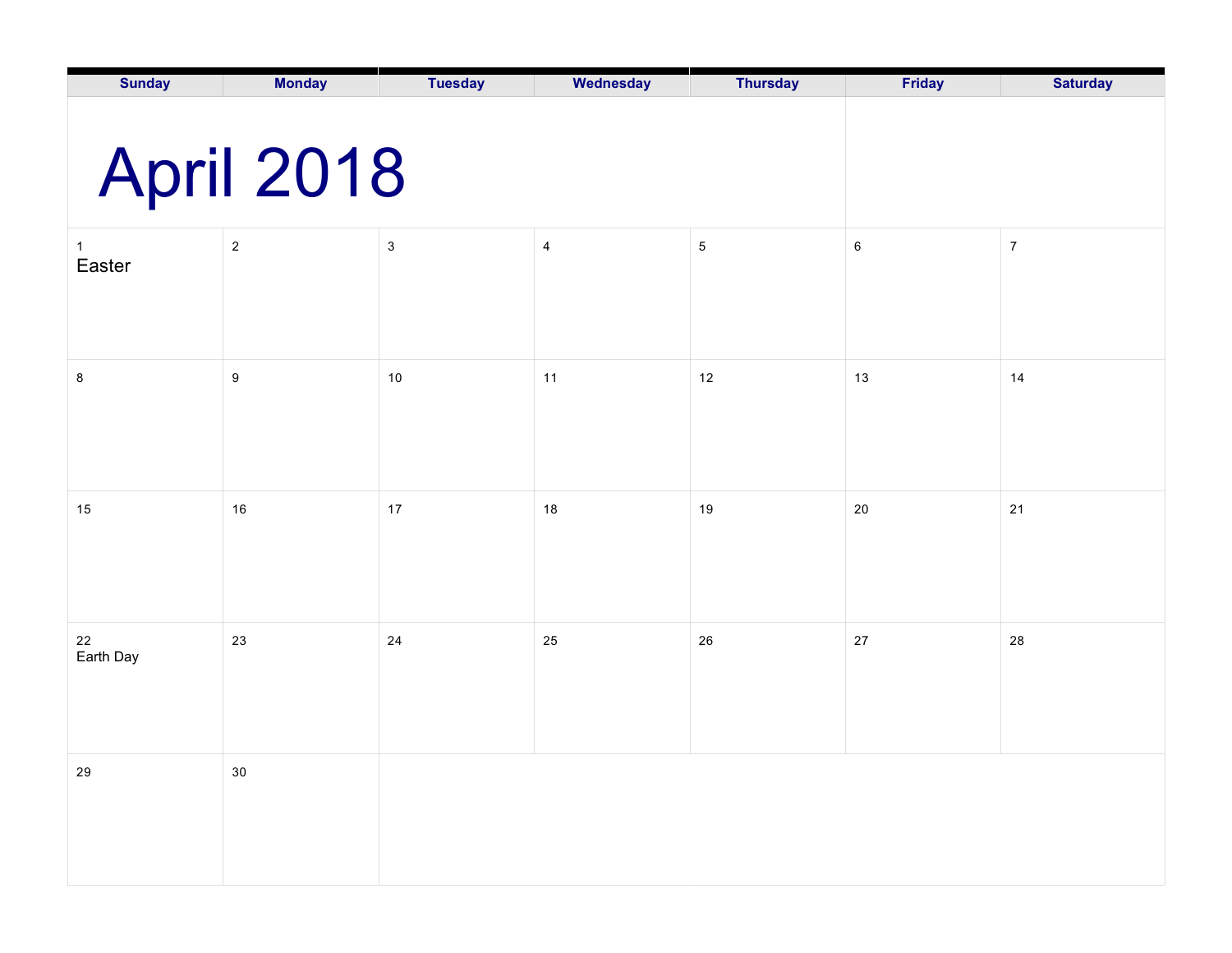# April 2018

| Sunday | Monday | Tuesday | Wednesday | Thursday | Friday | Saturday |
|---|---|---|---|---|---|---|
| 1 Easter | 2 | 3 | 4 | 5 | 6 | 7 |
| 8 | 9 | 10 | 11 | 12 | 13 | 14 |
| 15 | 16 | 17 | 18 | 19 | 20 | 21 |
| 22 Earth Day | 23 | 24 | 25 | 26 | 27 | 28 |
| 29 | 30 | | | | | |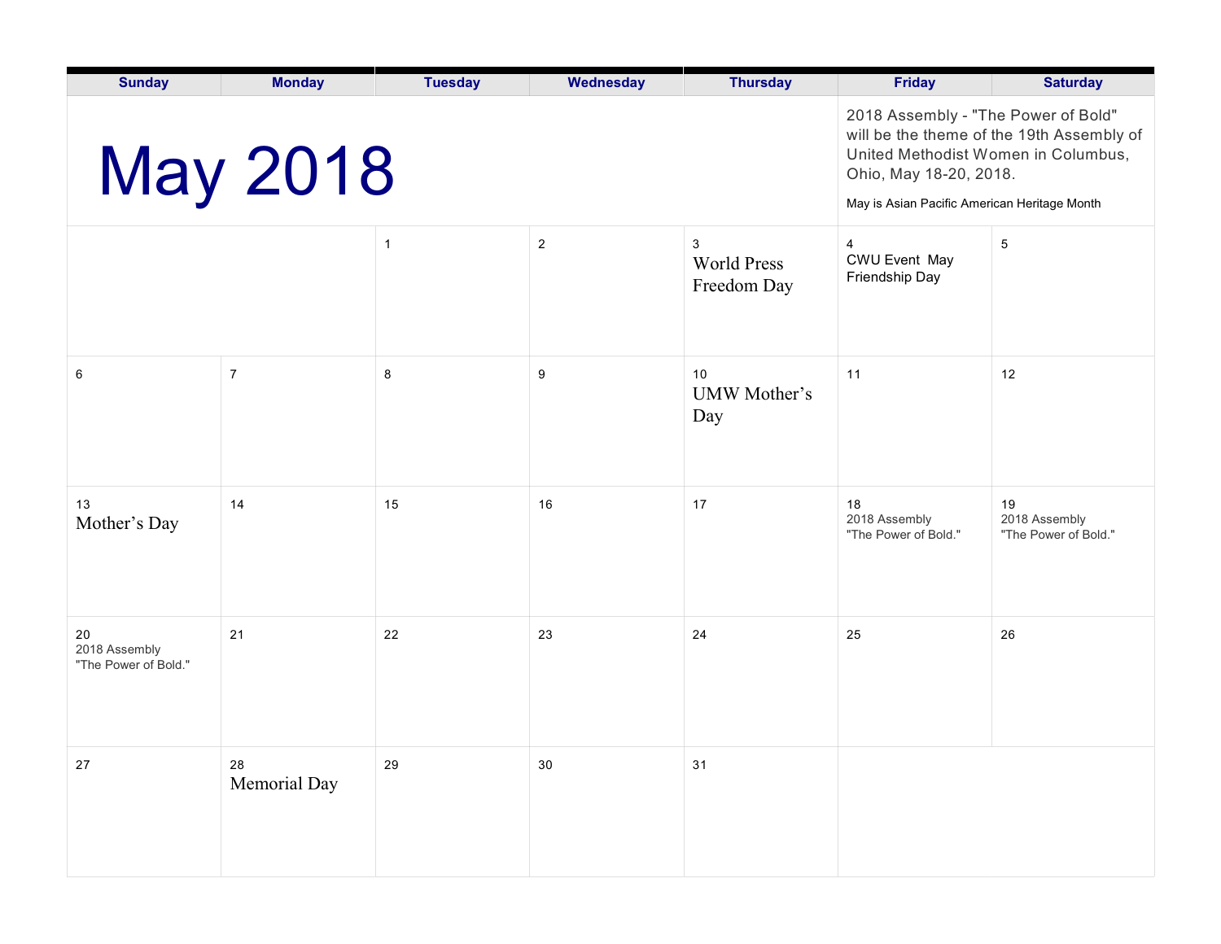# May 2018

2018 Assembly - "The Power of Bold" will be the theme of the 19th Assembly of United Methodist Women in Columbus, Ohio, May 18-20, 2018.

May is Asian Pacific American Heritage Month

| Sunday | Monday | Tuesday | Wednesday | Thursday | Friday | Saturday |
|---|---|---|---|---|---|---|
| | | 1 | 2 | 3 World Press Freedom Day | 4 CWU Event May Friendship Day | 5 |
| 6 | 7 | 8 | 9 | 10 UMW Mother's Day | 11 | 12 |
| 13 Mother's Day | 14 | 15 | 16 | 17 | 18 2018 Assembly "The Power of Bold." | 19 2018 Assembly "The Power of Bold." |
| 20 2018 Assembly "The Power of Bold." | 21 | 22 | 23 | 24 | 25 | 26 |
| 27 | 28 Memorial Day | 29 | 30 | 31 | | |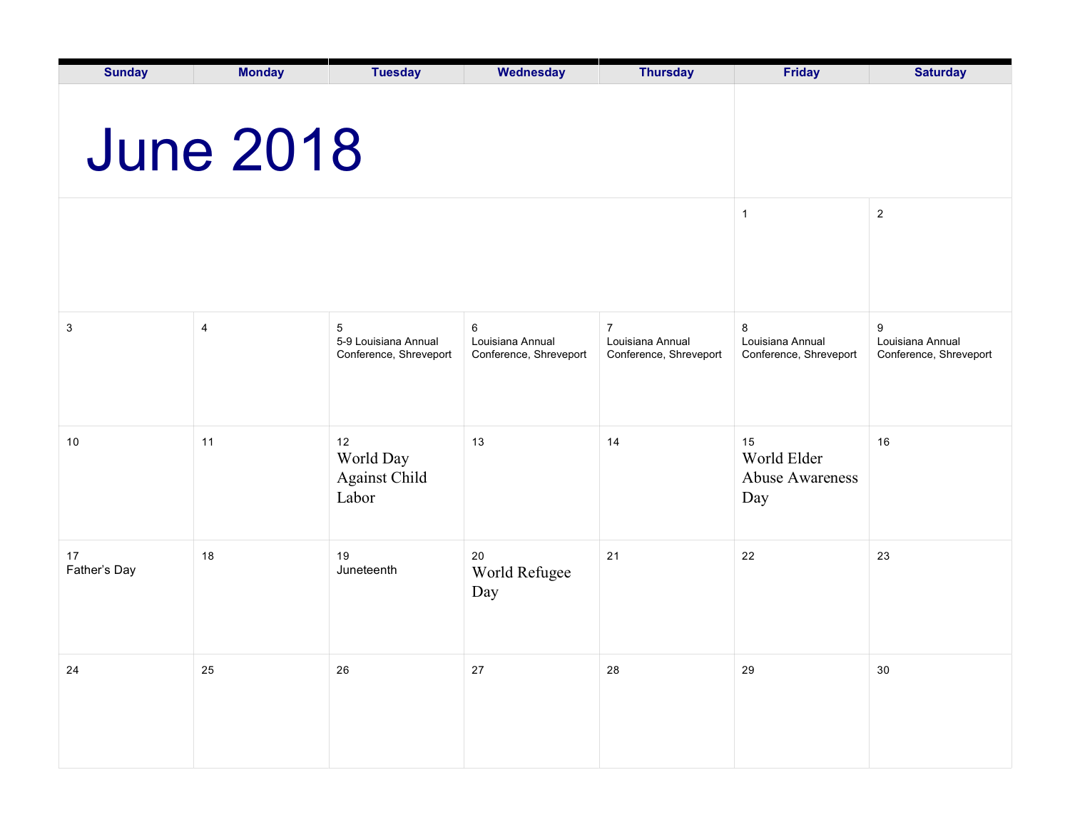# June 2018

| Sunday | Monday | Tuesday | Wednesday | Thursday | Friday | Saturday |
| --- | --- | --- | --- | --- | --- | --- |
| | | | | | 1 | 2 |
| 3 | 4 | 5<br>5-9 Louisiana Annual Conference, Shreveport | 6<br>Louisiana Annual Conference, Shreveport | 7<br>Louisiana Annual Conference, Shreveport | 8<br>Louisiana Annual Conference, Shreveport | 9<br>Louisiana Annual Conference, Shreveport |
| 10 | 11 | 12<br>World Day Against Child Labor | 13 | 14 | 15<br>World Elder Abuse Awareness Day | 16 |
| 17<br>Father's Day | 18 | 19<br>Juneteenth | 20<br>World Refugee Day | 21 | 22 | 23 |
| 24 | 25 | 26 | 27 | 28 | 29 | 30 |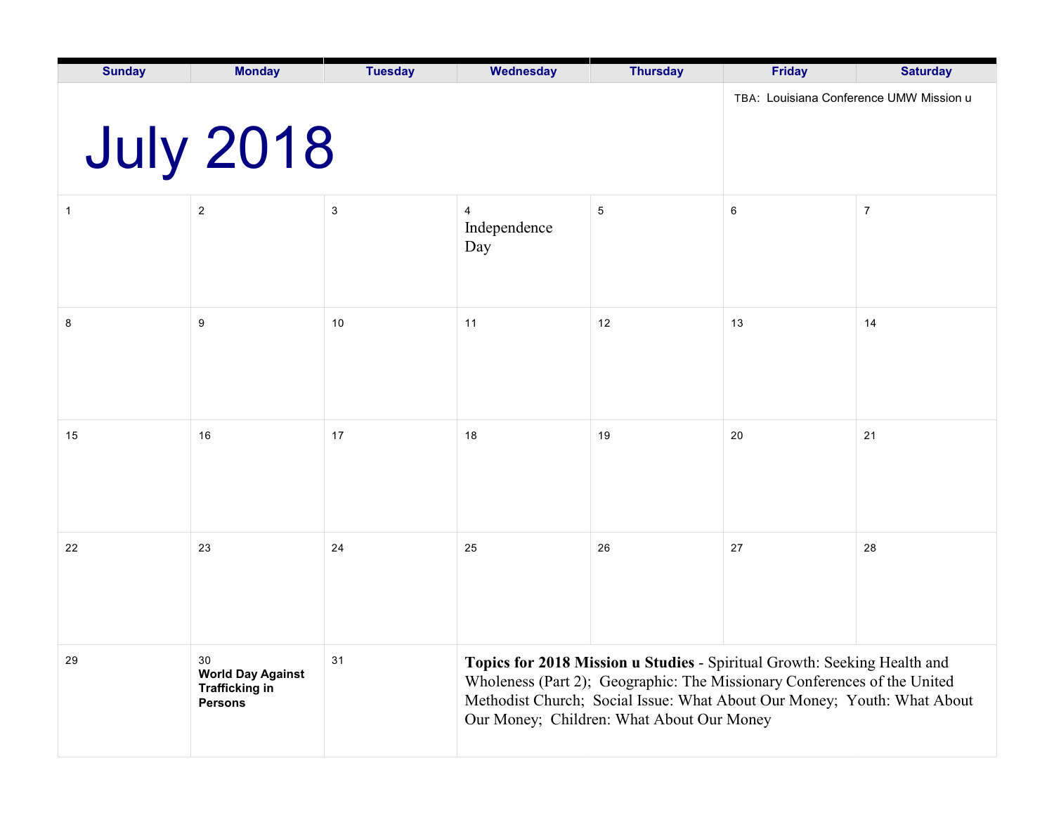# July 2018

| Sunday | Monday | Tuesday | Wednesday | Thursday | Friday | Saturday |
|---|---|---|---|---|---|---|
| | | | | | TBA: Louisiana Conference UMW Mission u | |
| 1 | 2 | 3 | 4 Independence Day | 5 | 6 | 7 |
| 8 | 9 | 10 | 11 | 12 | 13 | 14 |
| 15 | 16 | 17 | 18 | 19 | 20 | 21 |
| 22 | 23 | 24 | 25 | 26 | 27 | 28 |
| 29 | 30 **World Day Against Trafficking in Persons** | 31 | **Topics for 2018 Mission u Studies** - Spiritual Growth: Seeking Health and Wholeness (Part 2); Geographic: The Missionary Conferences of the United Methodist Church; Social Issue: What About Our Money; Youth: What About Our Money; Children: What About Our Money | | | |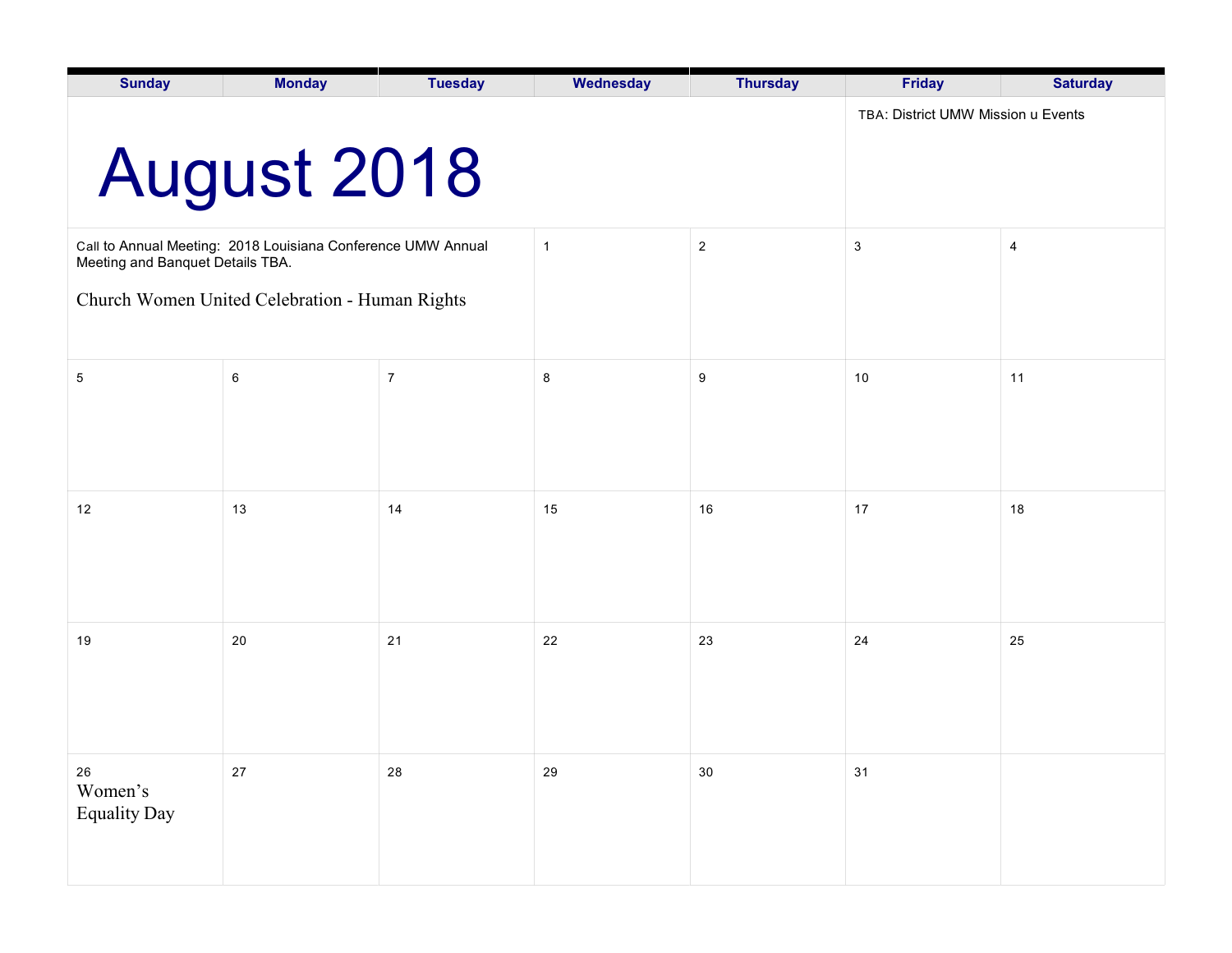| Sunday | Monday | Tuesday | Wednesday | Thursday | Friday | Saturday |
|---|---|---|---|---|---|---|
| **August 2018** | | | | | TBA: District UMW Mission u Events | |
| Call to Annual Meeting: 2018 Louisiana Conference UMW Annual Meeting and Banquet Details TBA. Church Women United Celebration - Human Rights | | | 1 | 2 | 3 | 4 |
| 5 | 6 | 7 | 8 | 9 | 10 | 11 |
| 12 | 13 | 14 | 15 | 16 | 17 | 18 |
| 19 | 20 | 21 | 22 | 23 | 24 | 25 |
| 26 Women's Equality Day | 27 | 28 | 29 | 30 | 31 | |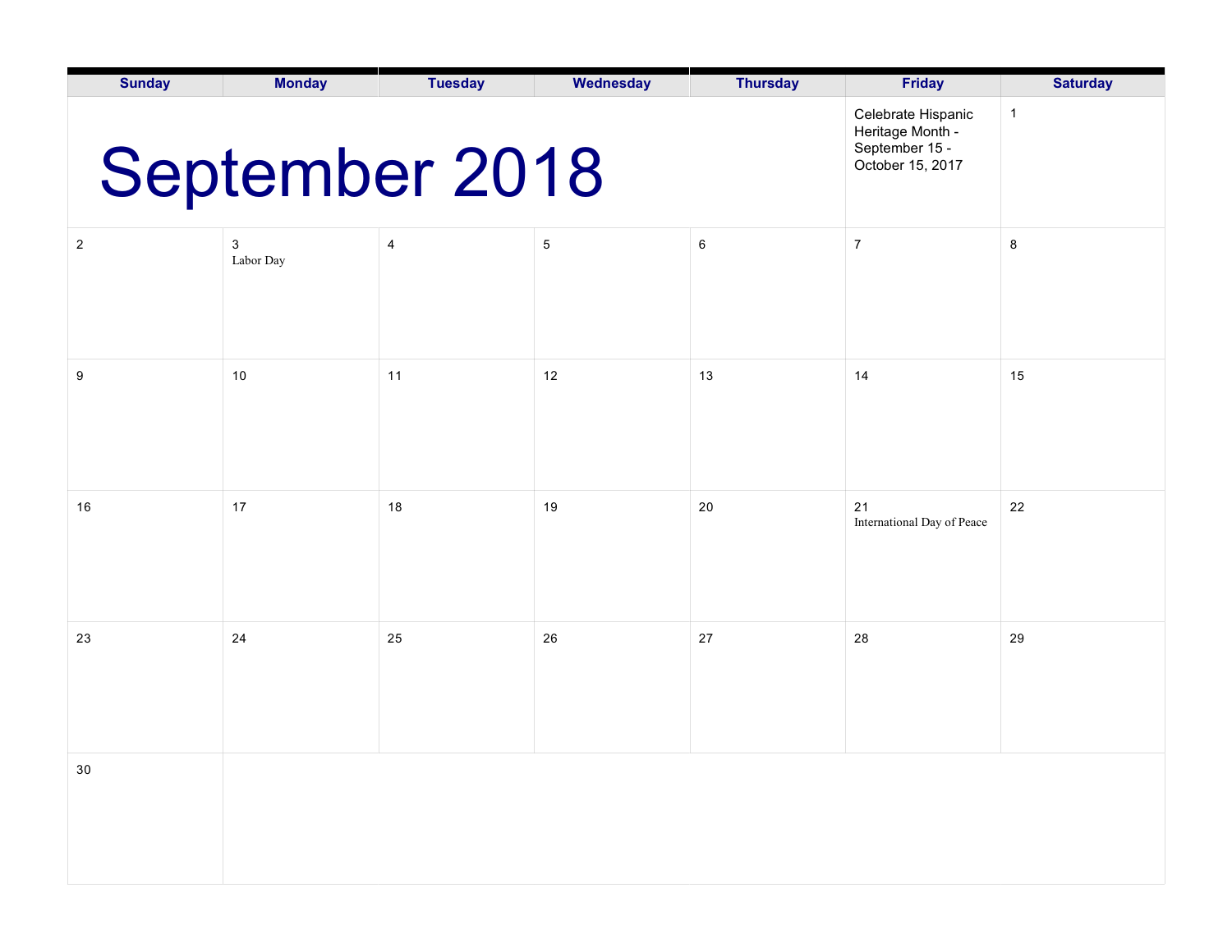# September 2018

| Sunday | Monday | Tuesday | Wednesday | Thursday | Friday | Saturday |
|---|---|---|---|---|---|---|
| | | | | | Celebrate Hispanic Heritage Month - September 15 - October 15, 2017 | 1 |
| 2 | 3 Labor Day | 4 | 5 | 6 | 7 | 8 |
| 9 | 10 | 11 | 12 | 13 | 14 | 15 |
| 16 | 17 | 18 | 19 | 20 | 21 International Day of Peace | 22 |
| 23 | 24 | 25 | 26 | 27 | 28 | 29 |
| 30 | | | | | | |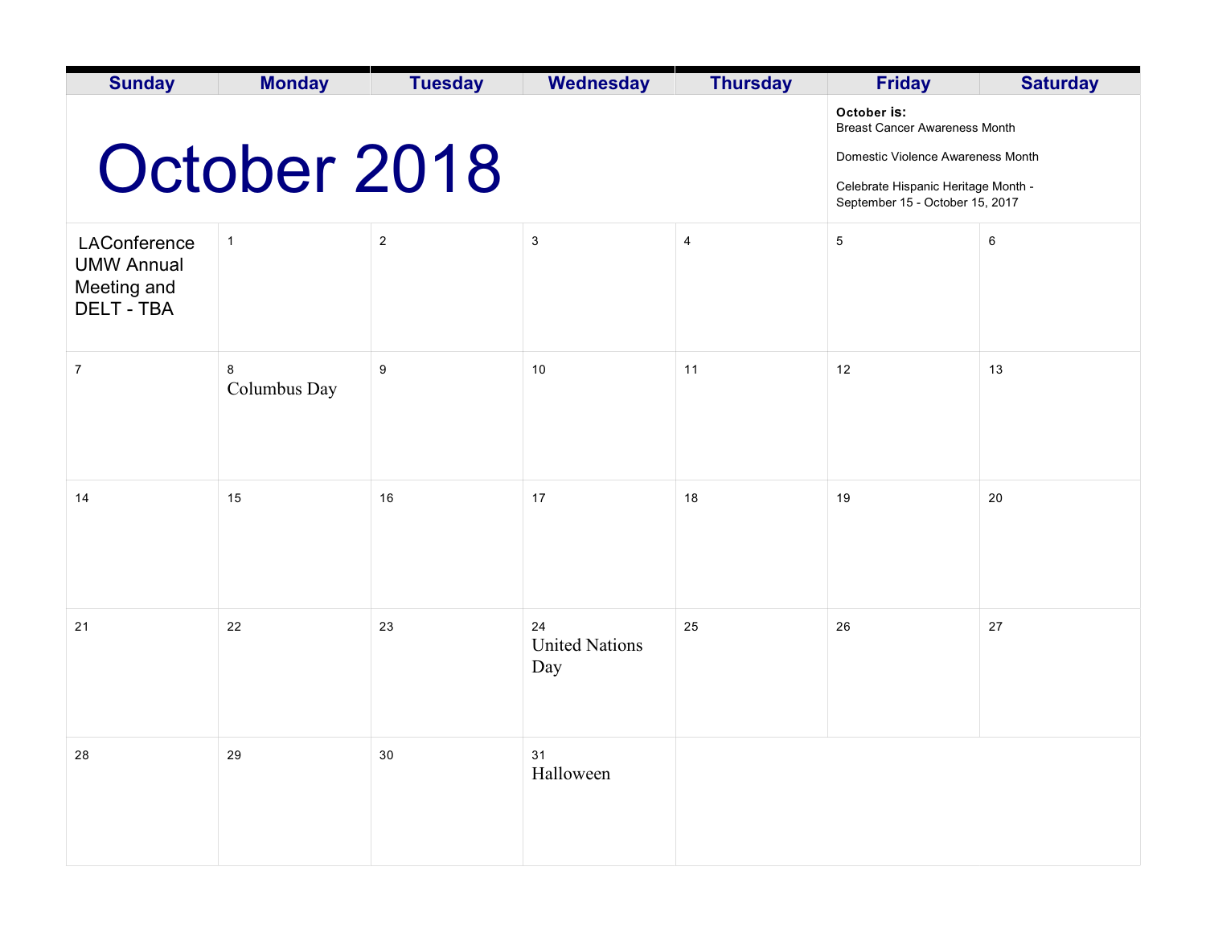| Sunday | Monday | Tuesday | Wednesday | Thursday | Friday | Saturday |
|---|---|---|---|---|---|---|
| October 2018 | | | | | **October is:**<br>Breast Cancer Awareness Month<br><br>Domestic Violence Awareness Month<br><br>Celebrate Hispanic Heritage Month - September 15 - October 15, 2017 | |
| LAConference UMW Annual Meeting and DELT - TBA | 1 | 2 | 3 | 4 | 5 | 6 |
| 7 | 8<br>Columbus Day | 9 | 10 | 11 | 12 | 13 |
| 14 | 15 | 16 | 17 | 18 | 19 | 20 |
| 21 | 22 | 23 | 24<br>United Nations Day | 25 | 26 | 27 |
| 28 | 29 | 30 | 31<br>Halloween | | | |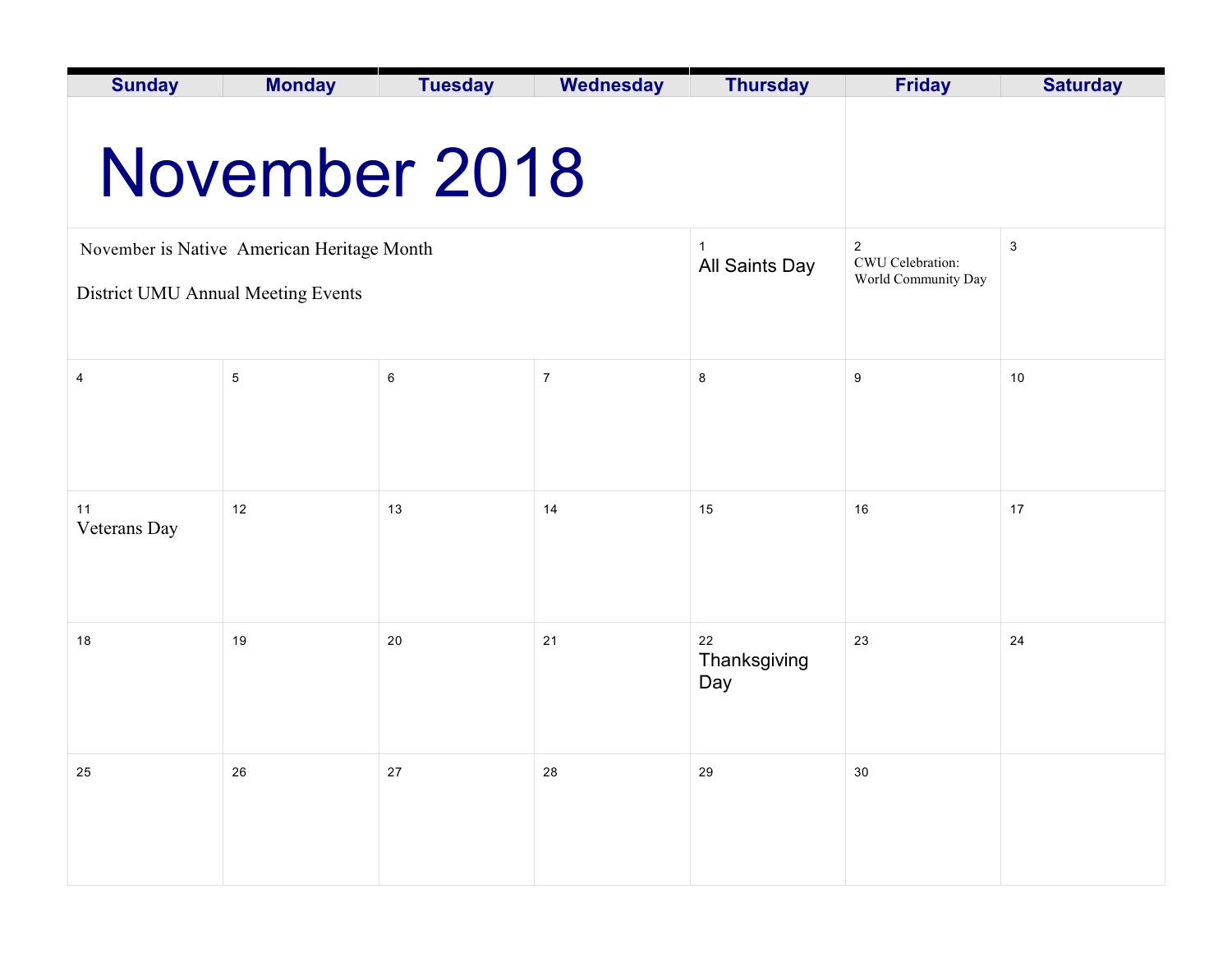# November 2018

| Sunday | Monday | Tuesday | Wednesday | Thursday | Friday | Saturday |
|---|---|---|---|---|---|---|
| November is Native American Heritage Month<br><br>District UMU Annual Meeting Events | | | | 1<br>All Saints Day | 2<br>CWU Celebration: World Community Day | 3 |
| 4 | 5 | 6 | 7 | 8 | 9 | 10 |
| 11<br>Veterans Day | 12 | 13 | 14 | 15 | 16 | 17 |
| 18 | 19 | 20 | 21 | 22<br>Thanksgiving Day | 23 | 24 |
| 25 | 26 | 27 | 28 | 29 | 30 | |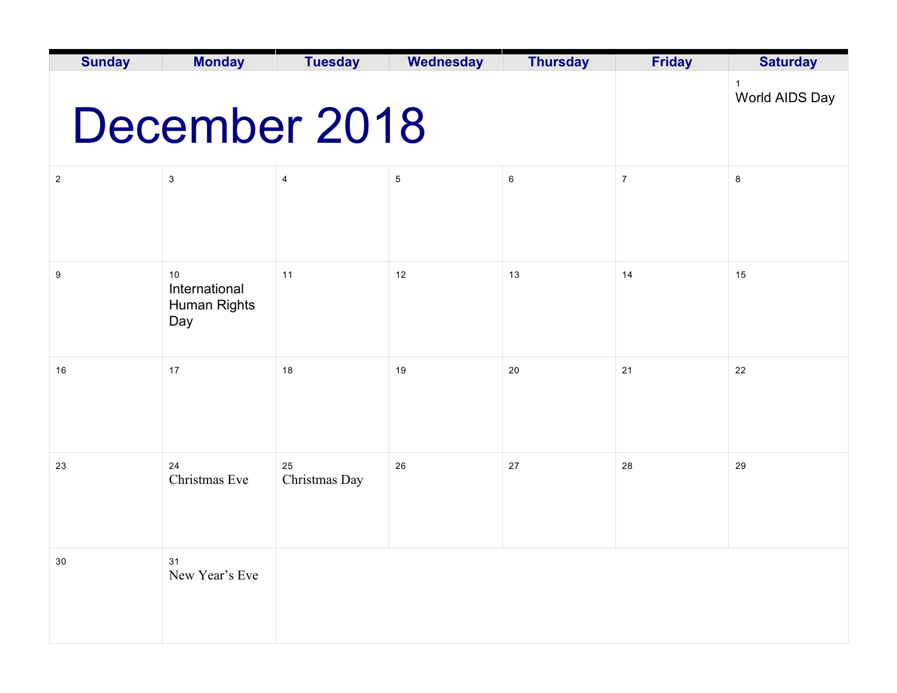# December 2018

| Sunday | Monday | Tuesday | Wednesday | Thursday | Friday | Saturday |
|---|---|---|---|---|---|---|
| | | | | | | 1 World AIDS Day |
| 2 | 3 | 4 | 5 | 6 | 7 | 8 |
| 9 | 10 International Human Rights Day | 11 | 12 | 13 | 14 | 15 |
| 16 | 17 | 18 | 19 | 20 | 21 | 22 |
| 23 | 24 Christmas Eve | 25 Christmas Day | 26 | 27 | 28 | 29 |
| 30 | 31 New Year’s Eve | | | | | |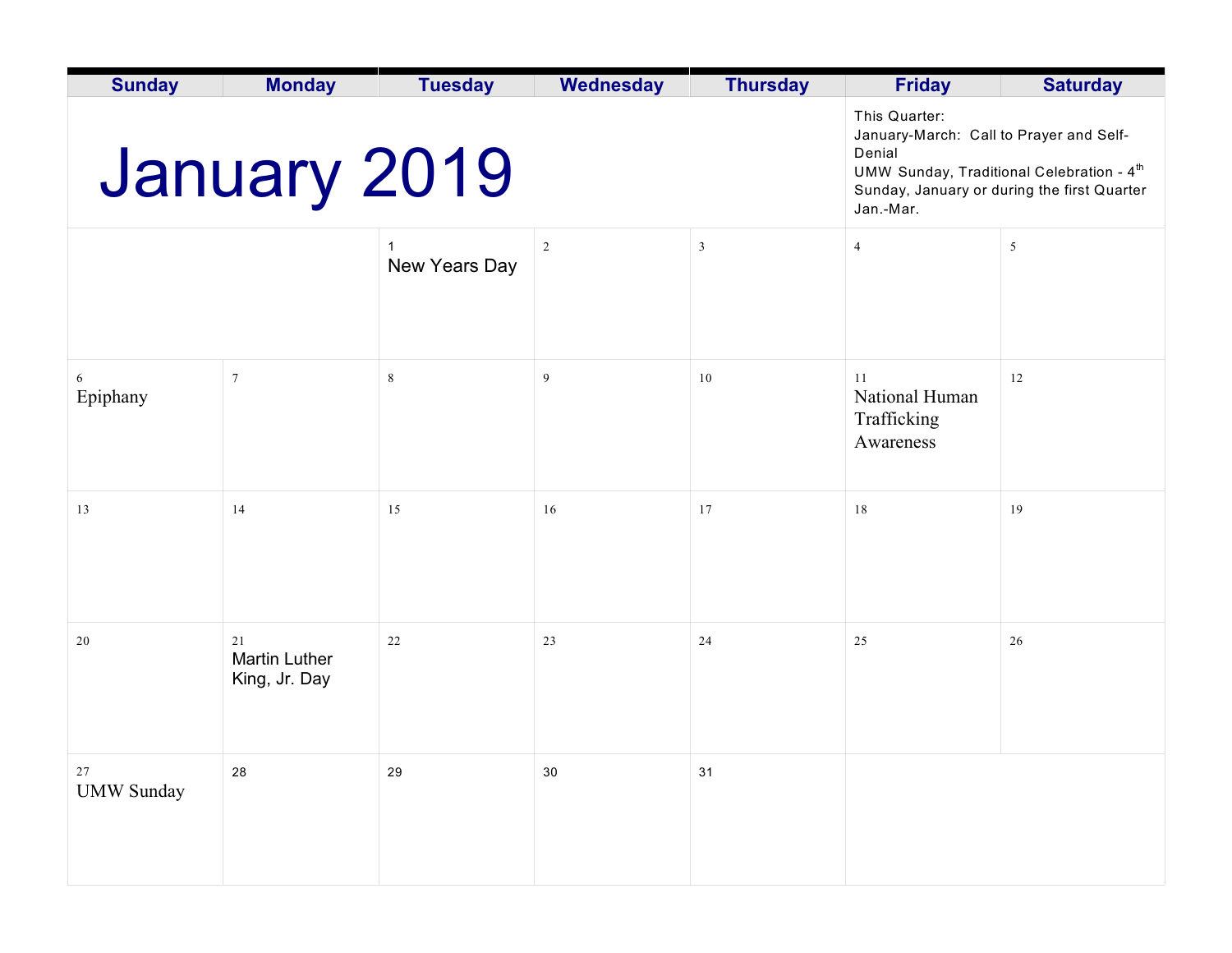# January 2019

This Quarter:
January-March: Call to Prayer and Self-Denial
UMW Sunday, Traditional Celebration - 4th Sunday, January or during the first Quarter Jan.-Mar.

| Sunday | Monday | Tuesday | Wednesday | Thursday | Friday | Saturday |
|---|---|---|---|---|---|---|
| | | 1 New Years Day | 2 | 3 | 4 | 5 |
| 6 Epiphany | 7 | 8 | 9 | 10 | 11 National Human Trafficking Awareness | 12 |
| 13 | 14 | 15 | 16 | 17 | 18 | 19 |
| 20 | 21 Martin Luther King, Jr. Day | 22 | 23 | 24 | 25 | 26 |
| 27 UMW Sunday | 28 | 29 | 30 | 31 | | |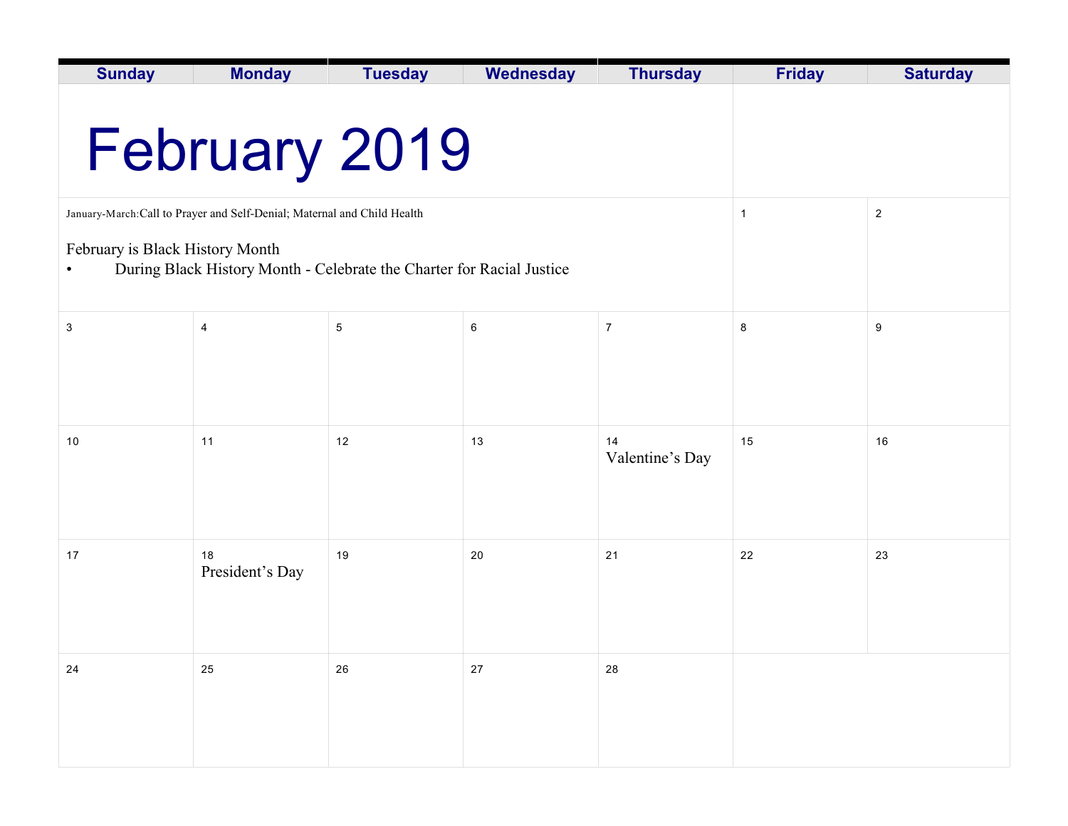# February 2019

| Sunday | Monday | Tuesday | Wednesday | Thursday | Friday | Saturday |
|---|---|---|---|---|---|---|
| January-March: Call to Prayer and Self-Denial; Maternal and Child Health<br><br>February is Black History Month<br>• During Black History Month - Celebrate the Charter for Racial Justice | | | | | 1 | 2 |
| 3 | 4 | 5 | 6 | 7 | 8 | 9 |
| 10 | 11 | 12 | 13 | 14<br>Valentine's Day | 15 | 16 |
| 17 | 18<br>President's Day | 19 | 20 | 21 | 22 | 23 |
| 24 | 25 | 26 | 27 | 28 | | |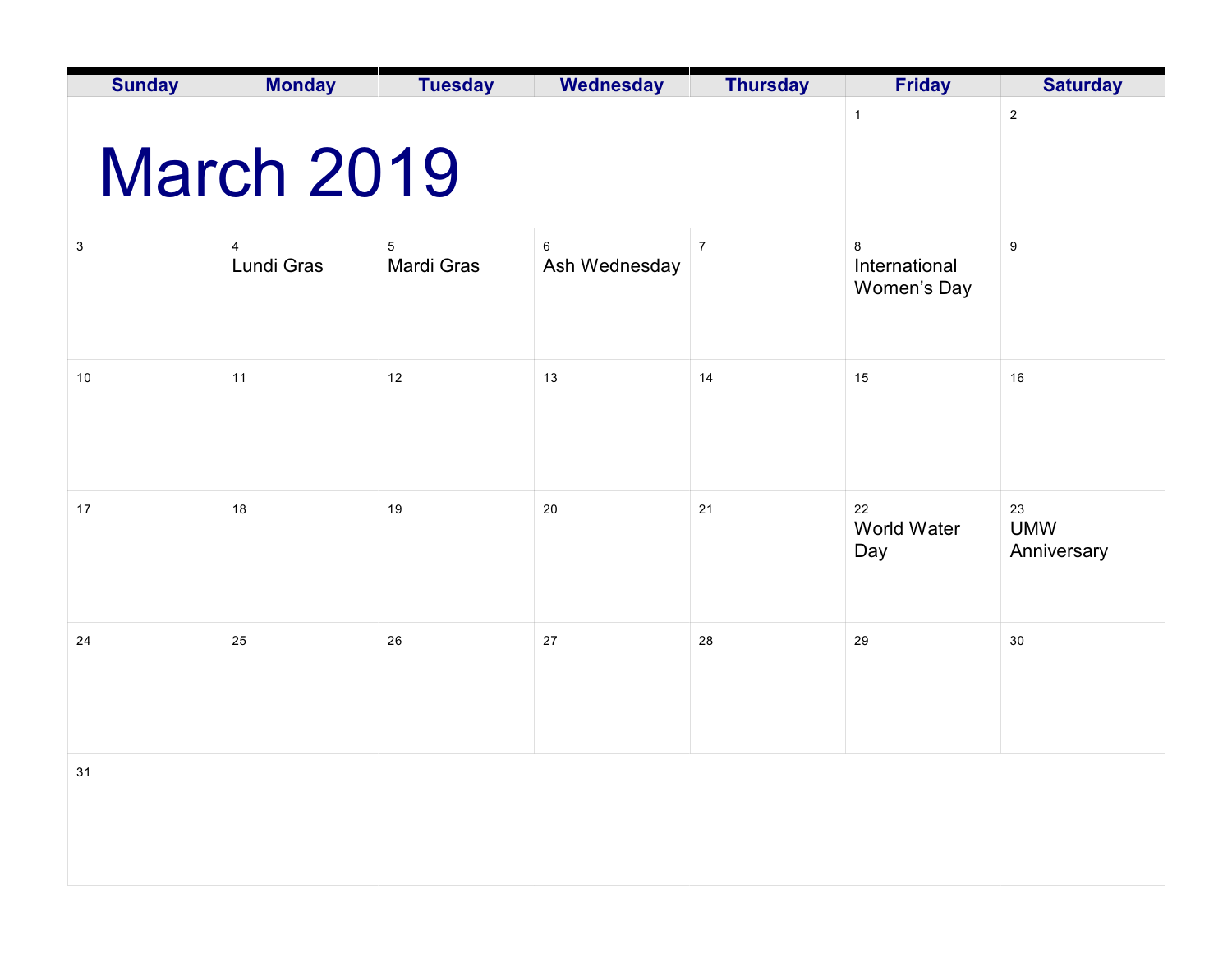# March 2019

| Sunday | Monday | Tuesday | Wednesday | Thursday | Friday | Saturday |
|---|---|---|---|---|---|---|
| | | | | | 1 | 2 |
| 3 | 4 Lundi Gras | 5 Mardi Gras | 6 Ash Wednesday | 7 | 8 International Women's Day | 9 |
| 10 | 11 | 12 | 13 | 14 | 15 | 16 |
| 17 | 18 | 19 | 20 | 21 | 22 World Water Day | 23 UMW Anniversary |
| 24 | 25 | 26 | 27 | 28 | 29 | 30 |
| 31 | | | | | | |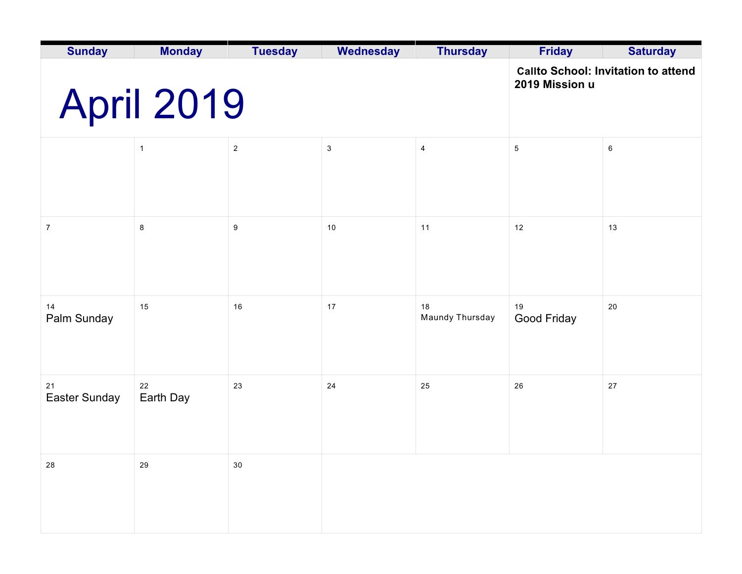# April 2019

**Callto School: Invitation to attend 2019 Mission u**

| Sunday | Monday | Tuesday | Wednesday | Thursday | Friday | Saturday |
|---|---|---|---|---|---|---|
| | 1 | 2 | 3 | 4 | 5 | 6 |
| 7 | 8 | 9 | 10 | 11 | 12 | 13 |
| 14<br>Palm Sunday | 15 | 16 | 17 | 18<br>Maundy Thursday | 19<br>Good Friday | 20 |
| 21<br>Easter Sunday | 22<br>Earth Day | 23 | 24 | 25 | 26 | 27 |
| 28 | 29 | 30 | | | | |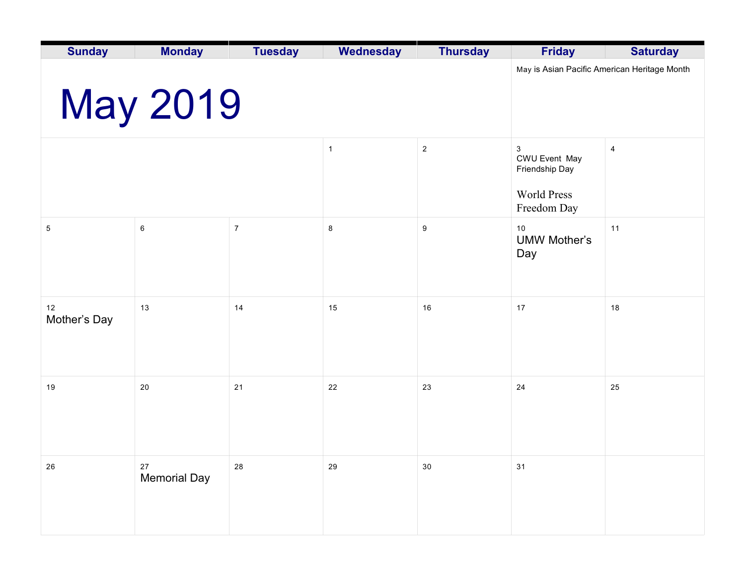# May 2019

May is Asian Pacific American Heritage Month

| Sunday | Monday | Tuesday | Wednesday | Thursday | Friday | Saturday |
|---|---|---|---|---|---|---|
| | | | 1 | 2 | 3 CWU Event May Friendship Day World Press Freedom Day | 4 |
| 5 | 6 | 7 | 8 | 9 | 10 UMW Mother's Day | 11 |
| 12 Mother's Day | 13 | 14 | 15 | 16 | 17 | 18 |
| 19 | 20 | 21 | 22 | 23 | 24 | 25 |
| 26 | 27 Memorial Day | 28 | 29 | 30 | 31 | |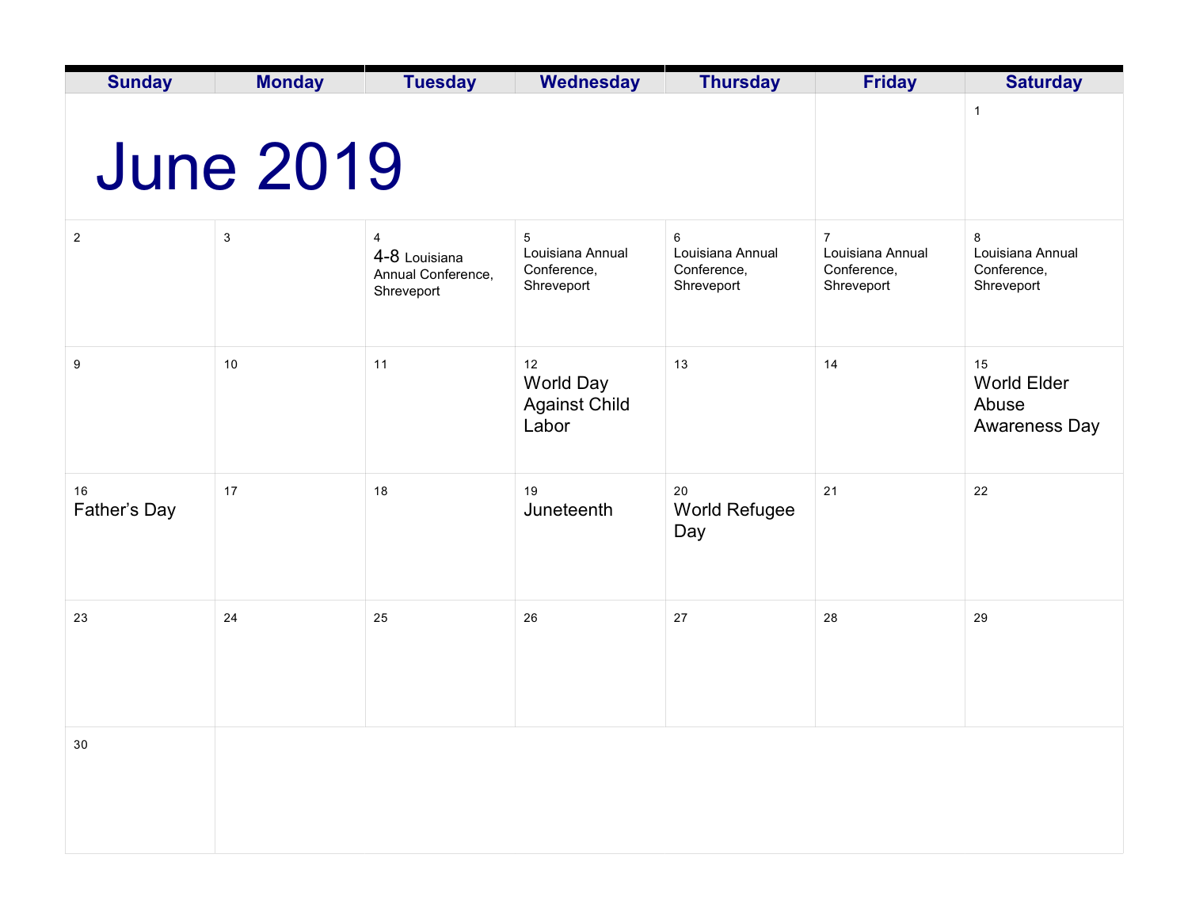# June 2019

| Sunday | Monday | Tuesday | Wednesday | Thursday | Friday | Saturday |
|---|---|---|---|---|---|---|
| | | | | | | 1 |
| 2 | 3 | 4<br>4-8 Louisiana Annual Conference, Shreveport | 5<br>Louisiana Annual Conference, Shreveport | 6<br>Louisiana Annual Conference, Shreveport | 7<br>Louisiana Annual Conference, Shreveport | 8<br>Louisiana Annual Conference, Shreveport |
| 9 | 10 | 11 | 12<br>World Day Against Child Labor | 13 | 14 | 15<br>World Elder Abuse Awareness Day |
| 16<br>Father's Day | 17 | 18 | 19<br>Juneteenth | 20<br>World Refugee Day | 21 | 22 |
| 23 | 24 | 25 | 26 | 27 | 28 | 29 |
| 30 | | | | | | |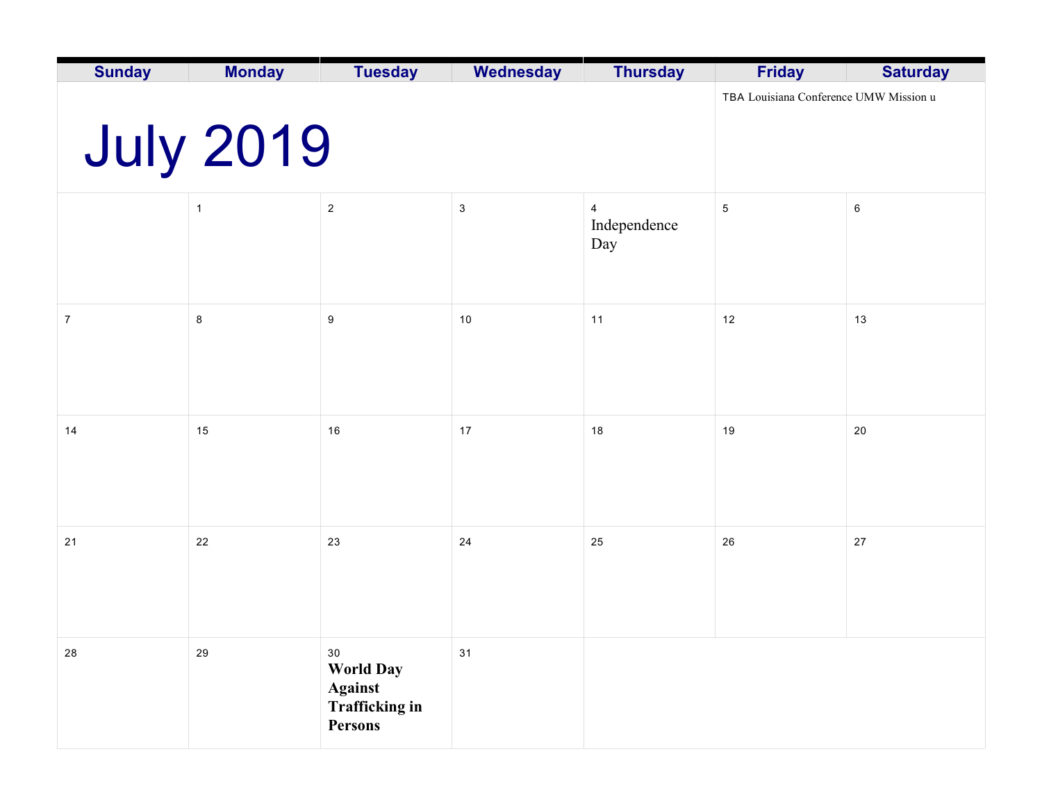# July 2019

| Sunday | Monday | Tuesday | Wednesday | Thursday | Friday | Saturday |
|---|---|---|---|---|---|---|
| | | | | | TBA Louisiana Conference UMW Mission u | |
| | 1 | 2 | 3 | 4 Independence Day | 5 | 6 |
| 7 | 8 | 9 | 10 | 11 | 12 | 13 |
| 14 | 15 | 16 | 17 | 18 | 19 | 20 |
| 21 | 22 | 23 | 24 | 25 | 26 | 27 |
| 28 | 29 | 30 **World Day Against Trafficking in Persons** | 31 | | | |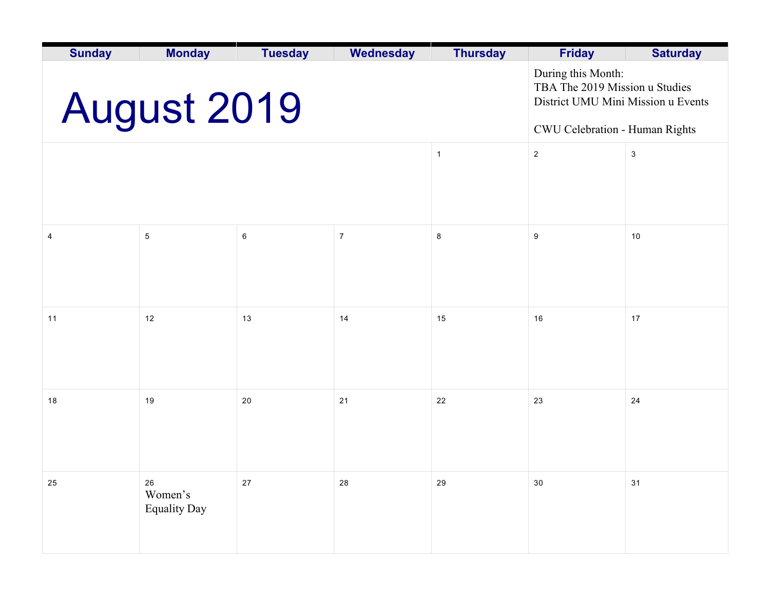# August 2019

During this Month:
TBA The 2019 Mission u Studies
District UMU Mini Mission u Events

CWU Celebration - Human Rights

| Sunday | Monday | Tuesday | Wednesday | Thursday | Friday | Saturday |
|---|---|---|---|---|---|---|
| | | | | 1 | 2 | 3 |
| 4 | 5 | 6 | 7 | 8 | 9 | 10 |
| 11 | 12 | 13 | 14 | 15 | 16 | 17 |
| 18 | 19 | 20 | 21 | 22 | 23 | 24 |
| 25 | 26 Women's Equality Day | 27 | 28 | 29 | 30 | 31 |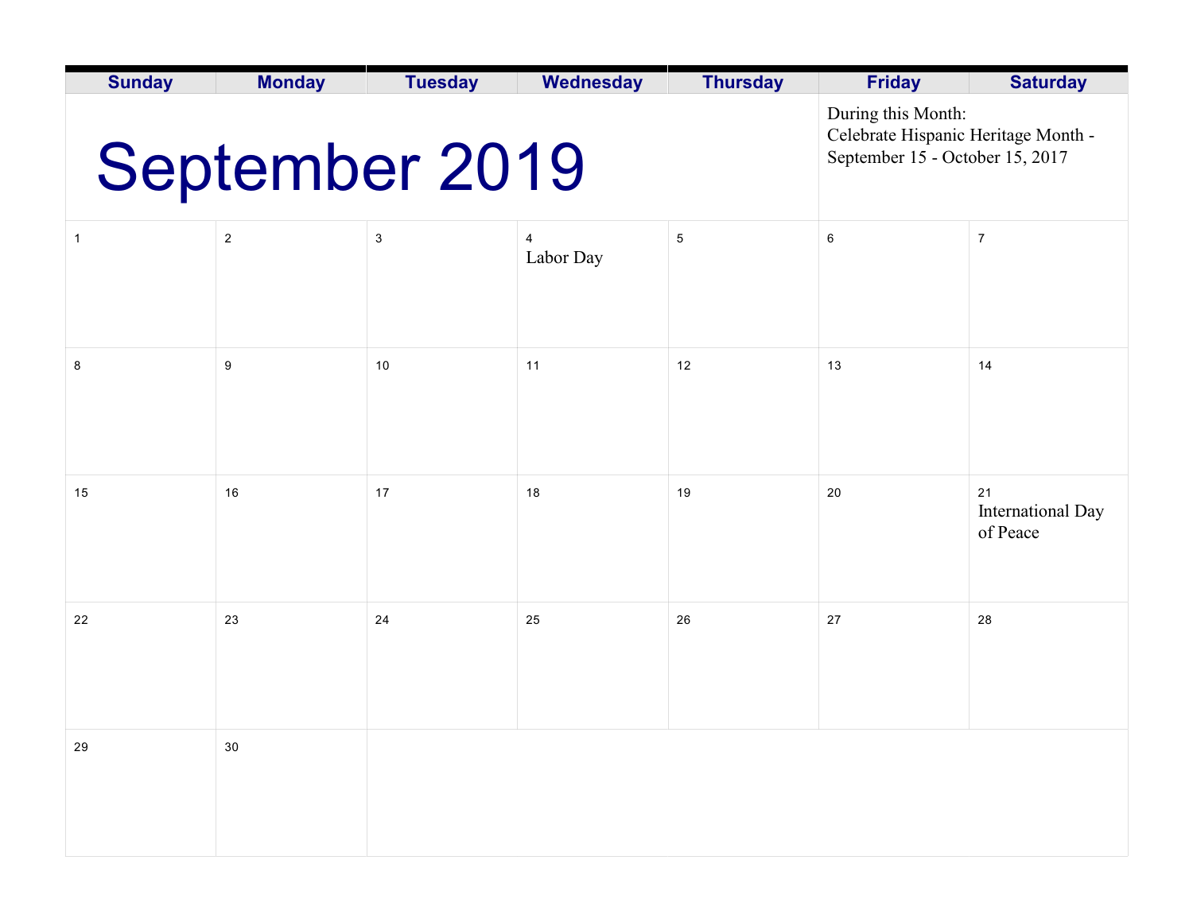| Sunday | Monday | Tuesday | Wednesday | Thursday | Friday | Saturday |
|---|---|---|---|---|---|---|
| **September 2019** | | | | | During this Month: Celebrate Hispanic Heritage Month - September 15 - October 15, 2017 | |
| 1 | 2 | 3 | 4 Labor Day | 5 | 6 | 7 |
| 8 | 9 | 10 | 11 | 12 | 13 | 14 |
| 15 | 16 | 17 | 18 | 19 | 20 | 21 International Day of Peace |
| 22 | 23 | 24 | 25 | 26 | 27 | 28 |
| 29 | 30 | | | | | |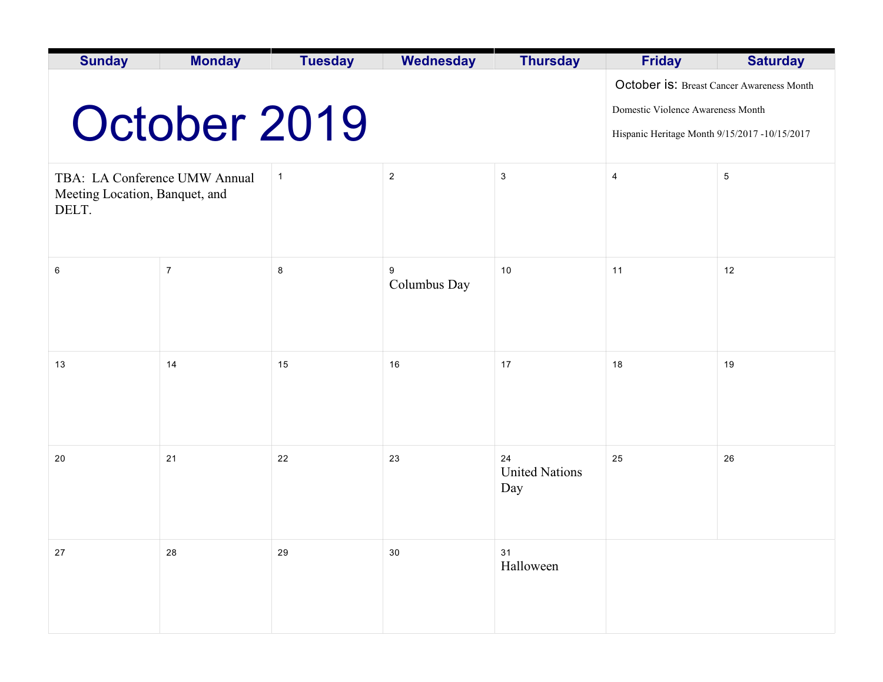# October 2019

October is: Breast Cancer Awareness Month

Domestic Violence Awareness Month

Hispanic Heritage Month 9/15/2017 -10/15/2017

| Sunday | Monday | Tuesday | Wednesday | Thursday | Friday | Saturday |
|---|---|---|---|---|---|---|
| TBA: LA Conference UMW Annual Meeting Location, Banquet, and DELT. | | 1 | 2 | 3 | 4 | 5 |
| 6 | 7 | 8 | 9 Columbus Day | 10 | 11 | 12 |
| 13 | 14 | 15 | 16 | 17 | 18 | 19 |
| 20 | 21 | 22 | 23 | 24 United Nations Day | 25 | 26 |
| 27 | 28 | 29 | 30 | 31 Halloween | | |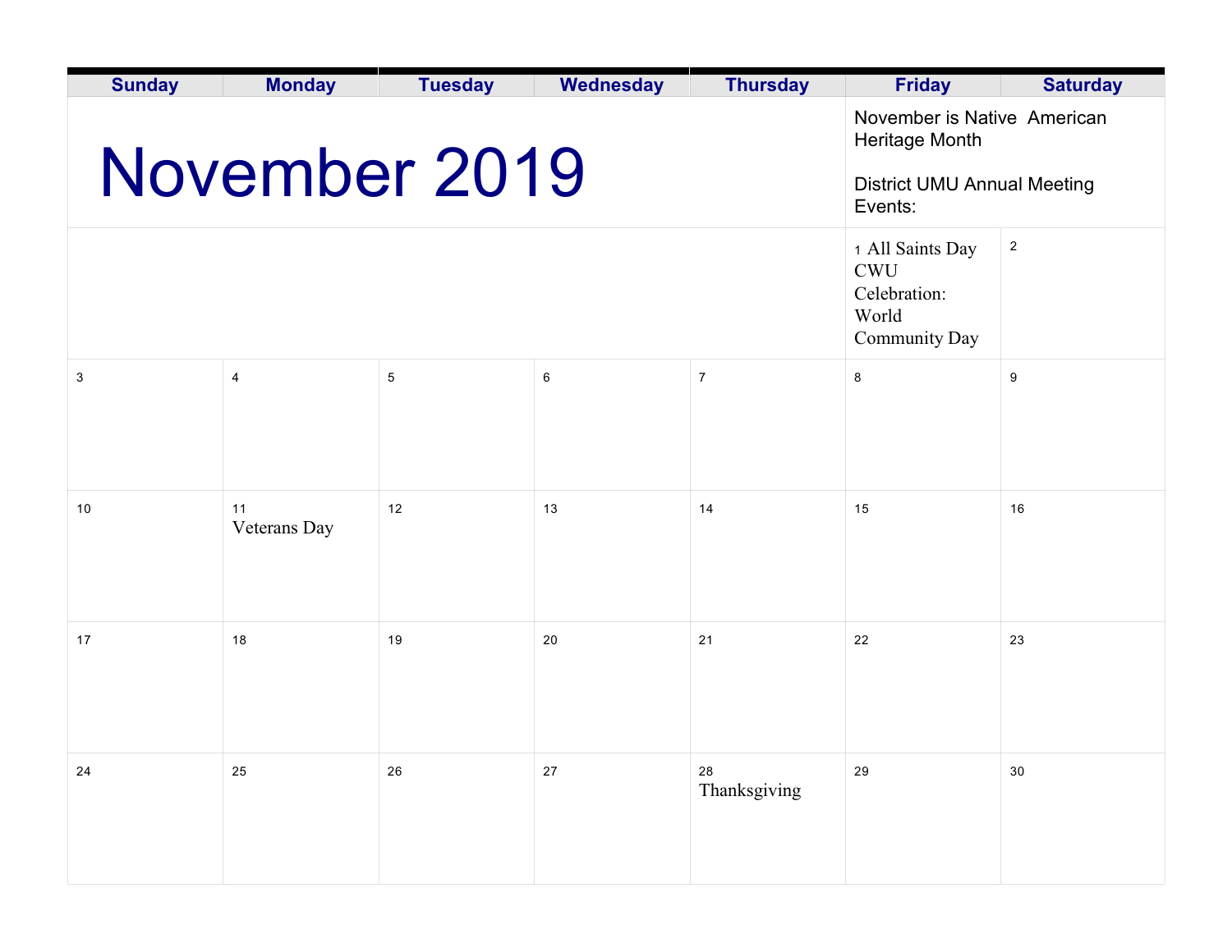# November 2019

November is Native American Heritage Month

District UMU Annual Meeting Events:

| Sunday | Monday | Tuesday | Wednesday | Thursday | Friday | Saturday |
|---|---|---|---|---|---|---|
| | | | | | 1 All Saints Day CWU Celebration: World Community Day | 2 |
| 3 | 4 | 5 | 6 | 7 | 8 | 9 |
| 10 | 11 Veterans Day | 12 | 13 | 14 | 15 | 16 |
| 17 | 18 | 19 | 20 | 21 | 22 | 23 |
| 24 | 25 | 26 | 27 | 28 Thanksgiving | 29 | 30 |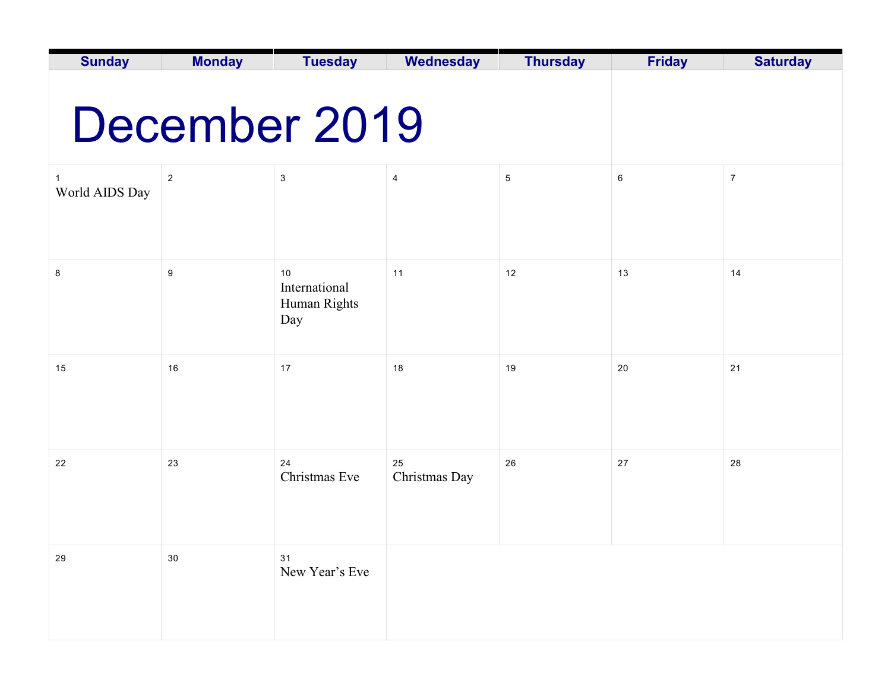# December 2019

| Sunday | Monday | Tuesday | Wednesday | Thursday | Friday | Saturday |
|---|---|---|---|---|---|---|
| 1 World AIDS Day | 2 | 3 | 4 | 5 | 6 | 7 |
| 8 | 9 | 10 International Human Rights Day | 11 | 12 | 13 | 14 |
| 15 | 16 | 17 | 18 | 19 | 20 | 21 |
| 22 | 23 | 24 Christmas Eve | 25 Christmas Day | 26 | 27 | 28 |
| 29 | 30 | 31 New Year's Eve | | | | |